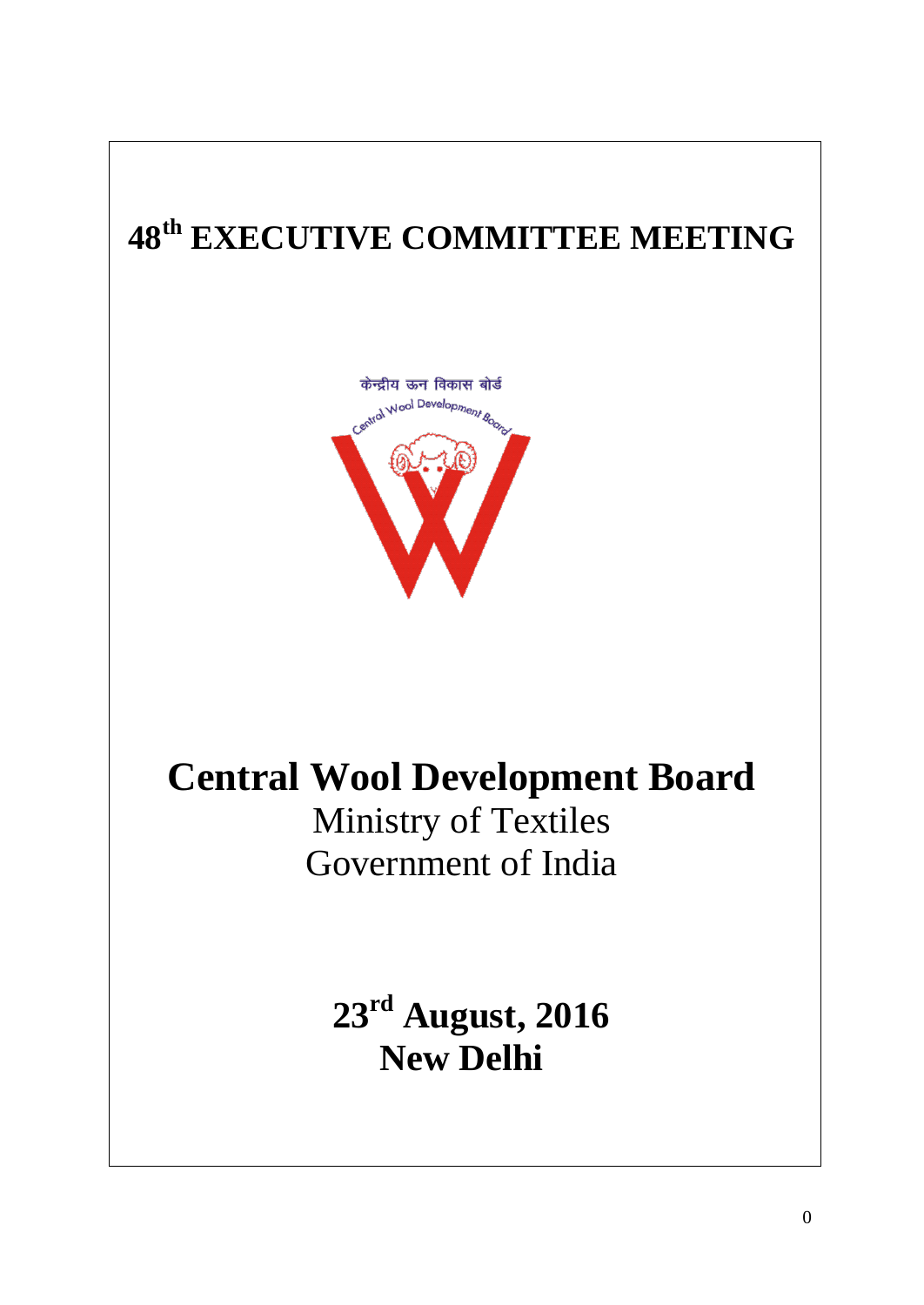# 48th EXECUTIVE COMMITTEE MEETING

केन्द्रीय ऊन विकास बोर्ड

Central Wool Development Board

# Central Wool Development Board

Ministry of Textiles

Government of India

**23rd August, 2016**

**New Delhi**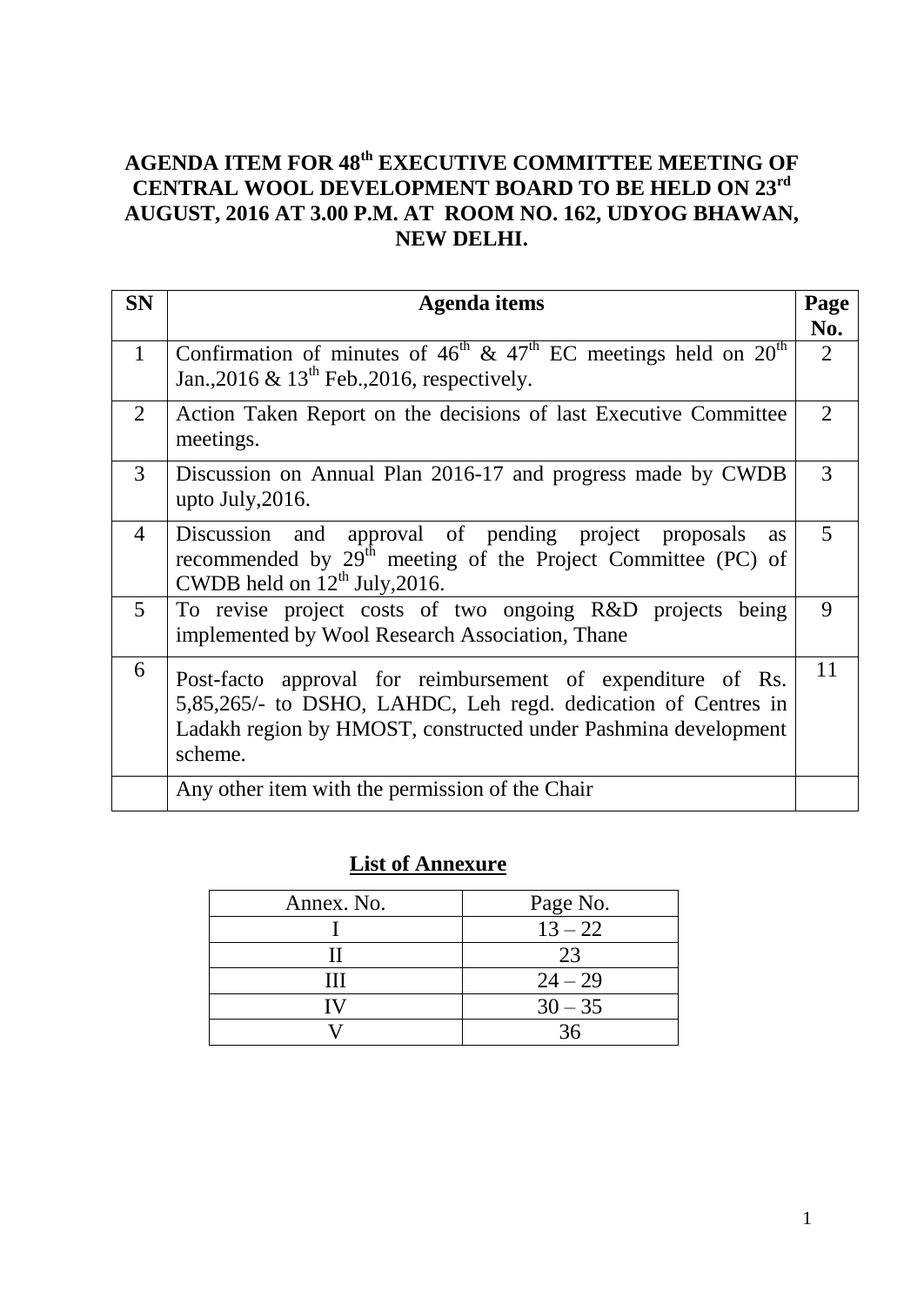# AGENDA ITEM FOR 48th EXECUTIVE COMMITTEE MEETING OF CENTRAL WOOL DEVELOPMENT BOARD TO BE HELD ON 23rd AUGUST, 2016 AT 3.00 P.M. AT ROOM NO. 162, UDYOG BHAWAN, NEW DELHI.

| SN | Agenda items | Page No. |
|---|---|---|
| 1 | Confirmation of minutes of 46th & 47th EC meetings held on 20th Jan.,2016 & 13th Feb.,2016, respectively. | 2 |
| 2 | Action Taken Report on the decisions of last Executive Committee meetings. | 2 |
| 3 | Discussion on Annual Plan 2016-17 and progress made by CWDB upto July,2016. | 3 |
| 4 | Discussion and approval of pending project proposals as recommended by 29th meeting of the Project Committee (PC) of CWDB held on 12th July,2016. | 5 |
| 5 | To revise project costs of two ongoing R&D projects being implemented by Wool Research Association, Thane | 9 |
| 6 | Post-facto approval for reimbursement of expenditure of Rs. 5,85,265/- to DSHO, LAHDC, Leh regd. dedication of Centres in Ladakh region by HMOST, constructed under Pashmina development scheme. | 11 |
| | Any other item with the permission of the Chair | |

## List of Annexure

| Annex. No. | Page No. |
|---|---|
| I | 13 – 22 |
| II | 23 |
| III | 24 – 29 |
| IV | 30 – 35 |
| V | 36 |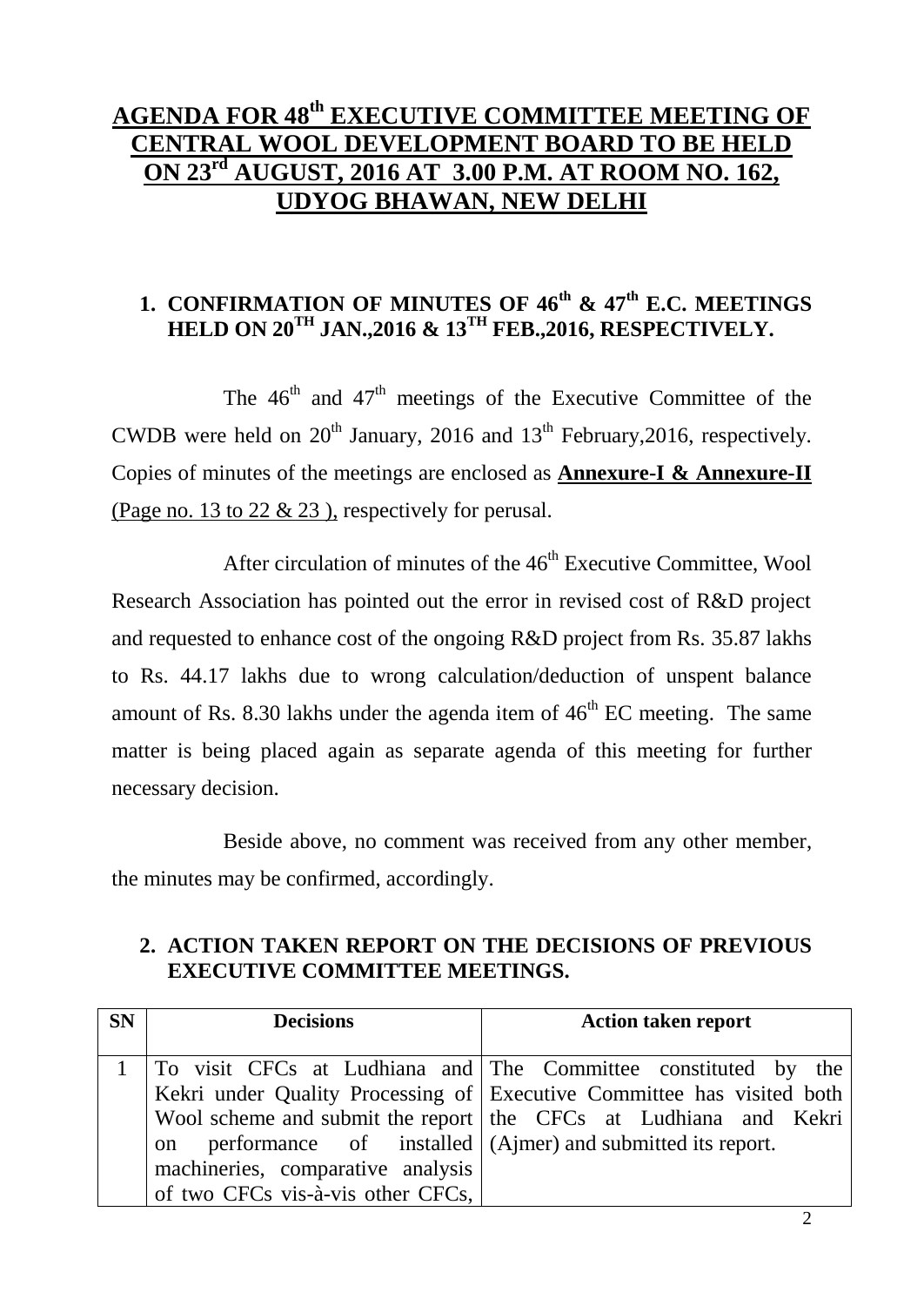# AGENDA FOR 48th EXECUTIVE COMMITTEE MEETING OF CENTRAL WOOL DEVELOPMENT BOARD TO BE HELD ON 23rd AUGUST, 2016 AT 3.00 P.M. AT ROOM NO. 162, UDYOG BHAWAN, NEW DELHI

## 1. CONFIRMATION OF MINUTES OF 46th & 47th E.C. MEETINGS HELD ON 20TH JAN.,2016 & 13TH FEB.,2016, RESPECTIVELY.

The 46th and 47th meetings of the Executive Committee of the CWDB were held on 20th January, 2016 and 13th February,2016, respectively. Copies of minutes of the meetings are enclosed as **Annexure-I & Annexure-II** (Page no. 13 to 22 & 23 ), respectively for perusal.

After circulation of minutes of the 46th Executive Committee, Wool Research Association has pointed out the error in revised cost of R&D project and requested to enhance cost of the ongoing R&D project from Rs. 35.87 lakhs to Rs. 44.17 lakhs due to wrong calculation/deduction of unspent balance amount of Rs. 8.30 lakhs under the agenda item of 46th EC meeting. The same matter is being placed again as separate agenda of this meeting for further necessary decision.

Beside above, no comment was received from any other member, the minutes may be confirmed, accordingly.

## 2. ACTION TAKEN REPORT ON THE DECISIONS OF PREVIOUS EXECUTIVE COMMITTEE MEETINGS.

| SN | Decisions | Action taken report |
|---|---|---|
| 1 | To visit CFCs at Ludhiana and Kekri under Quality Processing of Wool scheme and submit the report on performance of installed machineries, comparative analysis of two CFCs vis-à-vis other CFCs, | The Committee constituted by the Executive Committee has visited both the CFCs at Ludhiana and Kekri (Ajmer) and submitted its report. |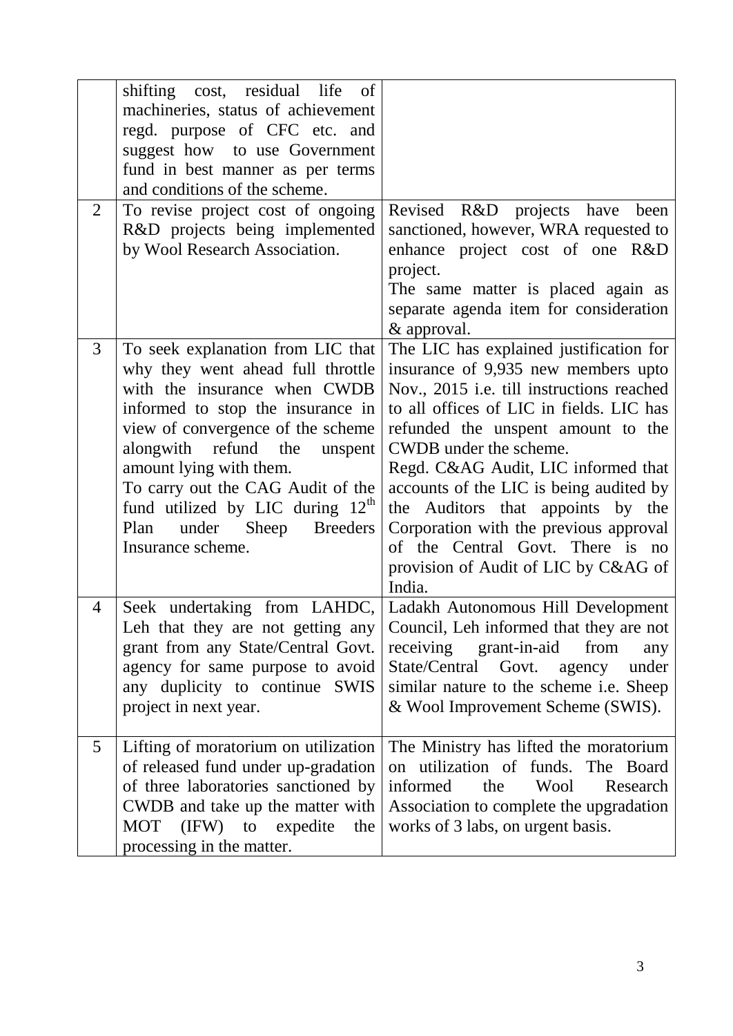| | | |
|---|---|---|
| | shifting cost, residual life of machineries, status of achievement regd. purpose of CFC etc. and suggest how to use Government fund in best manner as per terms and conditions of the scheme. | |
| 2 | To revise project cost of ongoing R&D projects being implemented by Wool Research Association. | Revised R&D projects have been sanctioned, however, WRA requested to enhance project cost of one R&D project.<br>The same matter is placed again as separate agenda item for consideration & approval. |
| 3 | To seek explanation from LIC that why they went ahead full throttle with the insurance when CWDB informed to stop the insurance in view of convergence of the scheme alongwith refund the unspent amount lying with them.<br>To carry out the CAG Audit of the fund utilized by LIC during 12th Plan under Sheep Breeders Insurance scheme. | The LIC has explained justification for insurance of 9,935 new members upto Nov., 2015 i.e. till instructions reached to all offices of LIC in fields. LIC has refunded the unspent amount to the CWDB under the scheme.<br>Regd. C&AG Audit, LIC informed that accounts of the LIC is being audited by the Auditors that appoints by the Corporation with the previous approval of the Central Govt. There is no provision of Audit of LIC by C&AG of India. |
| 4 | Seek undertaking from LAHDC, Leh that they are not getting any grant from any State/Central Govt. agency for same purpose to avoid any duplicity to continue SWIS project in next year. | Ladakh Autonomous Hill Development Council, Leh informed that they are not receiving grant-in-aid from any State/Central Govt. agency under similar nature to the scheme i.e. Sheep & Wool Improvement Scheme (SWIS). |
| 5 | Lifting of moratorium on utilization of released fund under up-gradation of three laboratories sanctioned by CWDB and take up the matter with MOT (IFW) to expedite the processing in the matter. | The Ministry has lifted the moratorium on utilization of funds. The Board informed the Wool Research Association to complete the upgradation works of 3 labs, on urgent basis. |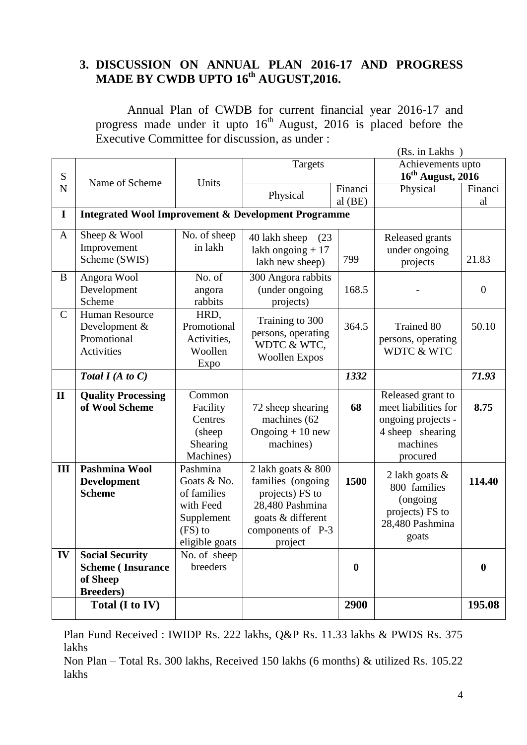## 3. DISCUSSION ON ANNUAL PLAN 2016-17 AND PROGRESS MADE BY CWDB UPTO 16th AUGUST,2016.

Annual Plan of CWDB for current financial year 2016-17 and progress made under it upto 16th August, 2016 is placed before the Executive Committee for discussion, as under :

(Rs. in Lakhs )

| SN | Name of Scheme | Units | Targets | | Achievements upto **16th August, 2016** | |
|---|---|---|---|---|---|---|
| | | | Physical | Financial (BE) | Physical | Financial |
| **I** | **Integrated Wool Improvement & Development Programme** | | | | | |
| A | Sheep & Wool Improvement Scheme (SWIS) | No. of sheep in lakh | 40 lakh sheep (23 lakh ongoing + 17 lakh new sheep) | 799 | Released grants under ongoing projects | 21.83 |
| B | Angora Wool Development Scheme | No. of angora rabbits | 300 Angora rabbits (under ongoing projects) | 168.5 | - | 0 |
| C | Human Resource Development & Promotional Activities | HRD, Promotional Activities, Woollen Expo | Training to 300 persons, operating WDTC & WTC, Woollen Expos | 364.5 | Trained 80 persons, operating WDTC & WTC | 50.10 |
| | ***Total I (A to C)*** | | | ***1332*** | | ***71.93*** |
| **II** | **Quality Processing of Wool Scheme** | Common Facility Centres (sheep Shearing Machines) | 72 sheep shearing machines (62 Ongoing + 10 new machines) | **68** | Released grant to meet liabilities for ongoing projects - 4 sheep shearing machines procured | **8.75** |
| **III** | **Pashmina Wool Development Scheme** | Pashmina Goats & No. of families with Feed Supplement (FS) to eligible goats | 2 lakh goats & 800 families (ongoing projects) FS to 28,480 Pashmina goats & different components of P-3 project | **1500** | 2 lakh goats & 800 families (ongoing projects) FS to 28,480 Pashmina goats | **114.40** |
| **IV** | **Social Security Scheme ( Insurance of Sheep Breeders)** | No. of sheep breeders | | **0** | | **0** |
| | **Total (I to IV)** | | | **2900** | | **195.08** |

Plan Fund Received : IWIDP Rs. 222 lakhs, Q&P Rs. 11.33 lakhs & PWDS Rs. 375 lakhs

Non Plan – Total Rs. 300 lakhs, Received 150 lakhs (6 months) & utilized Rs. 105.22 lakhs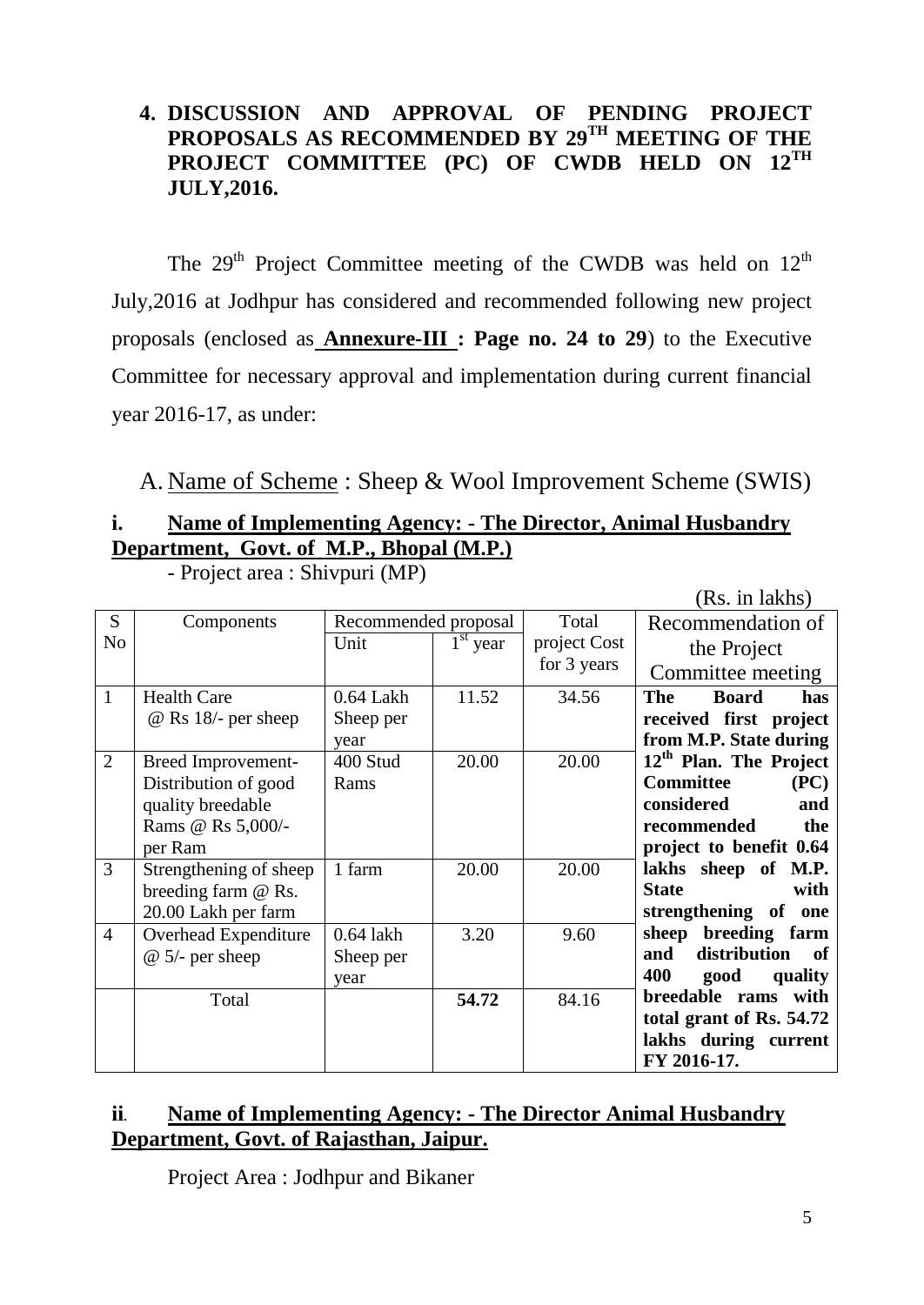## 4. DISCUSSION AND APPROVAL OF PENDING PROJECT PROPOSALS AS RECOMMENDED BY 29TH MEETING OF THE PROJECT COMMITTEE (PC) OF CWDB HELD ON 12TH JULY,2016.

The 29th Project Committee meeting of the CWDB was held on 12th July,2016 at Jodhpur has considered and recommended following new project proposals (enclosed as **Annexure-III : Page no. 24 to 29**) to the Executive Committee for necessary approval and implementation during current financial year 2016-17, as under:

A. Name of Scheme : Sheep & Wool Improvement Scheme (SWIS)

**i. Name of Implementing Agency: - The Director, Animal Husbandry Department, Govt. of M.P., Bhopal (M.P.)**

- Project area : Shivpuri (MP)

(Rs. in lakhs)

| S No | Components | Recommended proposal | | Total project Cost for 3 years | Recommendation of the Project Committee meeting |
|---|---|---|---|---|---|
| | | Unit | 1st year | | |
| 1 | Health Care @ Rs 18/- per sheep | 0.64 Lakh Sheep per year | 11.52 | 34.56 | **The Board has received first project from M.P. State during 12th Plan. The Project Committee (PC) considered and recommended the project to benefit 0.64 lakhs sheep of M.P. State with strengthening of one sheep breeding farm and distribution of 400 good quality breedable rams with total grant of Rs. 54.72 lakhs during current FY 2016-17.** |
| 2 | Breed Improvement- Distribution of good quality breedable Rams @ Rs 5,000/- per Ram | 400 Stud Rams | 20.00 | 20.00 | |
| 3 | Strengthening of sheep breeding farm @ Rs. 20.00 Lakh per farm | 1 farm | 20.00 | 20.00 | |
| 4 | Overhead Expenditure @ 5/- per sheep | 0.64 lakh Sheep per year | 3.20 | 9.60 | |
| | Total | | **54.72** | 84.16 | |

**ii. Name of Implementing Agency: - The Director Animal Husbandry Department, Govt. of Rajasthan, Jaipur.**

Project Area : Jodhpur and Bikaner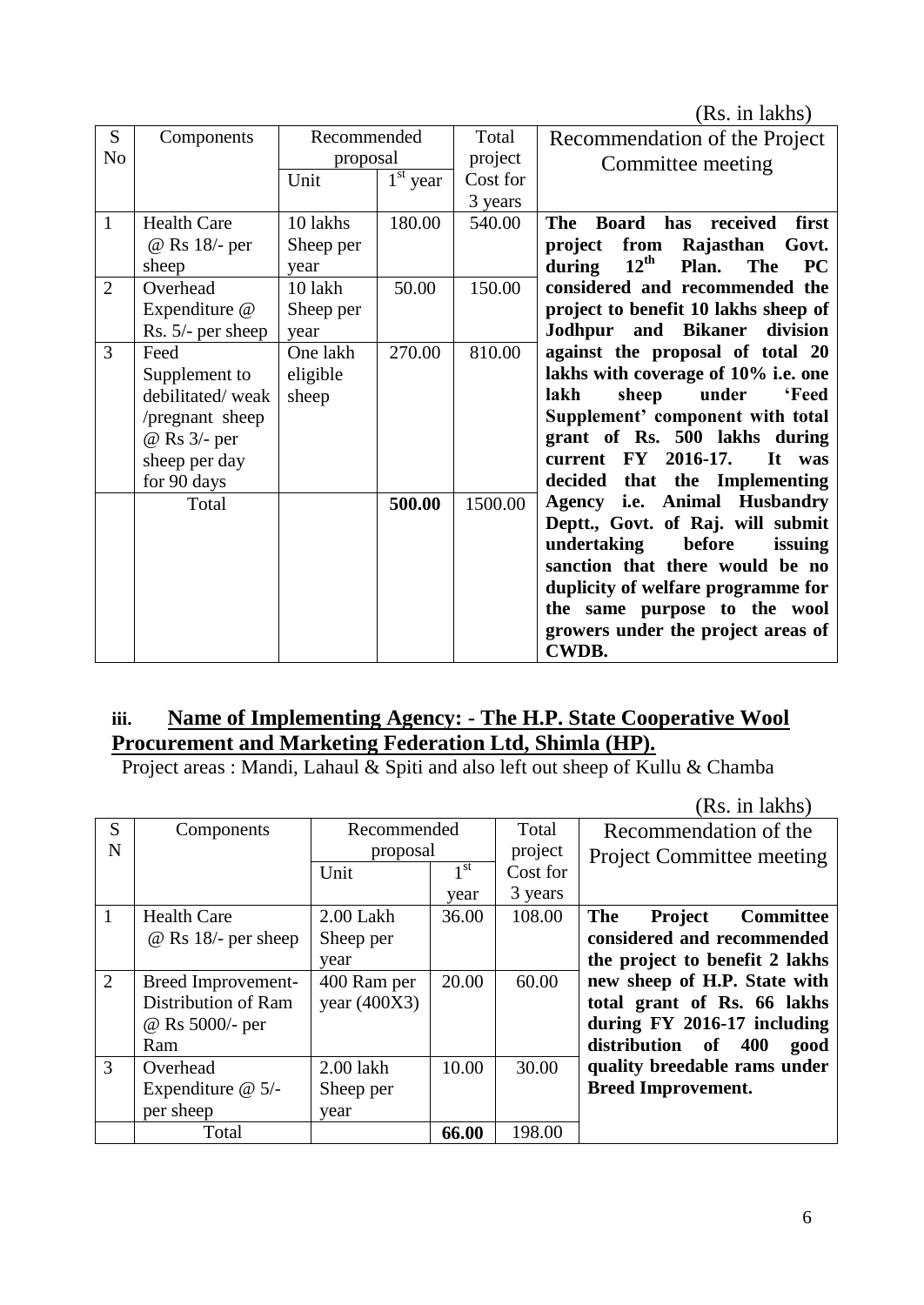(Rs. in lakhs)

| S No | Components | Recommended proposal | | Total project Cost for 3 years | Recommendation of the Project Committee meeting |
|---|---|---|---|---|---|
| | | Unit | 1st year | | |
| 1 | Health Care @ Rs 18/- per sheep | 10 lakhs Sheep per year | 180.00 | 540.00 | **The Board has received first project from Rajasthan Govt. during 12th Plan. The PC considered and recommended the project to benefit 10 lakhs sheep of Jodhpur and Bikaner division against the proposal of total 20 lakhs with coverage of 10% i.e. one lakh sheep under 'Feed Supplement' component with total grant of Rs. 500 lakhs during current FY 2016-17. It was decided that the Implementing Agency i.e. Animal Husbandry Deptt., Govt. of Raj. will submit undertaking before issuing sanction that there would be no duplicity of welfare programme for the same purpose to the wool growers under the project areas of CWDB.** |
| 2 | Overhead Expenditure @ Rs. 5/- per sheep | 10 lakh Sheep per year | 50.00 | 150.00 | |
| 3 | Feed Supplement to debilitated/ weak /pregnant sheep @ Rs 3/- per sheep per day for 90 days | One lakh eligible sheep | 270.00 | 810.00 | |
| | Total | | **500.00** | 1500.00 | |

### iii. Name of Implementing Agency: - The H.P. State Cooperative Wool Procurement and Marketing Federation Ltd, Shimla (HP).

Project areas : Mandi, Lahaul & Spiti and also left out sheep of Kullu & Chamba

(Rs. in lakhs)

| S N | Components | Recommended proposal | | Total project Cost for 3 years | Recommendation of the Project Committee meeting |
|---|---|---|---|---|---|
| | | Unit | 1st year | | |
| 1 | Health Care @ Rs 18/- per sheep | 2.00 Lakh Sheep per year | 36.00 | 108.00 | **The Project Committee considered and recommended the project to benefit 2 lakhs new sheep of H.P. State with total grant of Rs. 66 lakhs during FY 2016-17 including distribution of 400 good quality breedable rams under Breed Improvement.** |
| 2 | Breed Improvement- Distribution of Ram @ Rs 5000/- per Ram | 400 Ram per year (400X3) | 20.00 | 60.00 | |
| 3 | Overhead Expenditure @ 5/- per sheep | 2.00 lakh Sheep per year | 10.00 | 30.00 | |
| | Total | | **66.00** | 198.00 | |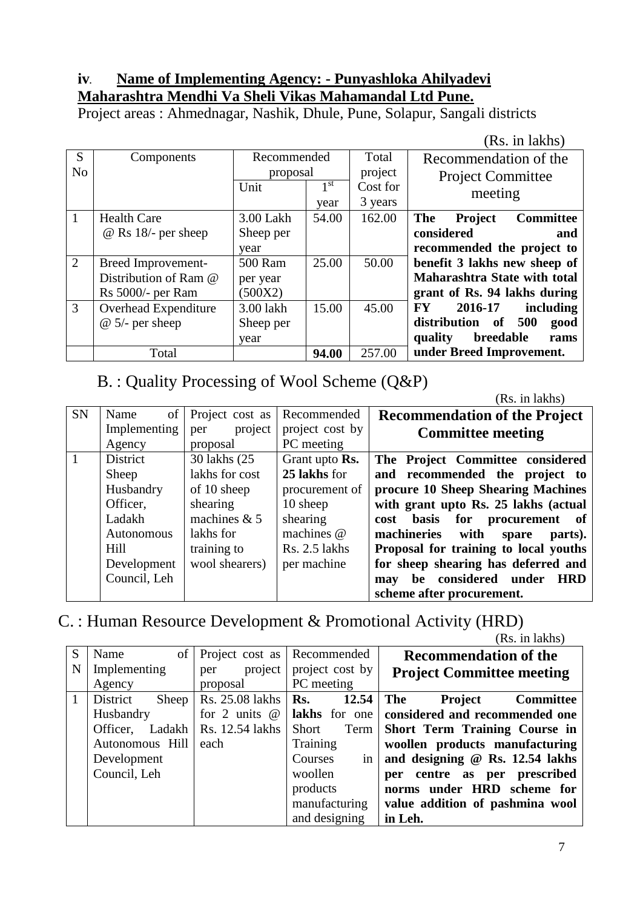**iv**. **Name of Implementing Agency: - Punyashloka Ahilyadevi Maharashtra Mendhi Va Sheli Vikas Mahamandal Ltd Pune.**

Project areas : Ahmednagar, Nashik, Dhule, Pune, Solapur, Sangali districts

(Rs. in lakhs)

| S No | Components | Recommended proposal | | Total project Cost for 3 years | Recommendation of the Project Committee meeting |
|---|---|---|---|---|---|
| | | Unit | 1st year | | |
| 1 | Health Care @ Rs 18/- per sheep | 3.00 Lakh Sheep per year | 54.00 | 162.00 | **The Project Committee considered and recommended the project to benefit 3 lakhs new sheep of Maharashtra State with total grant of Rs. 94 lakhs during FY 2016-17 including distribution of 500 good quality breedable rams under Breed Improvement.** |
| 2 | Breed Improvement- Distribution of Ram @ Rs 5000/- per Ram | 500 Ram per year (500X2) | 25.00 | 50.00 | |
| 3 | Overhead Expenditure @ 5/- per sheep | 3.00 lakh Sheep per year | 15.00 | 45.00 | |
| | Total | | **94.00** | 257.00 | |

## B. : Quality Processing of Wool Scheme (Q&P)

(Rs. in lakhs)

| SN | Name of Implementing Agency | Project cost as per project proposal | Recommended project cost by PC meeting | **Recommendation of the Project Committee meeting** |
|---|---|---|---|---|
| 1 | District Sheep Husbandry Officer, Ladakh Autonomous Hill Development Council, Leh | 30 lakhs (25 lakhs for cost of 10 sheep shearing machines & 5 lakhs for training to wool shearers) | Grant upto **Rs. 25 lakhs** for procurement of 10 sheep shearing machines @ Rs. 2.5 lakhs per machine | **The Project Committee considered and recommended the project to procure 10 Sheep Shearing Machines with grant upto Rs. 25 lakhs (actual cost basis for procurement of machineries with spare parts). Proposal for training to local youths for sheep shearing has deferred and may be considered under HRD scheme after procurement.** |

## C. : Human Resource Development & Promotional Activity (HRD)

(Rs. in lakhs)

| S N | Name of Implementing Agency | Project cost as per project proposal | Recommended project cost by PC meeting | **Recommendation of the Project Committee meeting** |
|---|---|---|---|---|
| 1 | District Sheep Husbandry Officer, Ladakh Autonomous Hill Development Council, Leh | Rs. 25.08 lakhs for 2 units @ Rs. 12.54 lakhs each | **Rs. 12.54 lakhs** for one Short Term Training Courses in woollen products manufacturing and designing | **The Project Committee considered and recommended one Short Term Training Course in woollen products manufacturing and designing @ Rs. 12.54 lakhs per centre as per prescribed norms under HRD scheme for value addition of pashmina wool in Leh.** |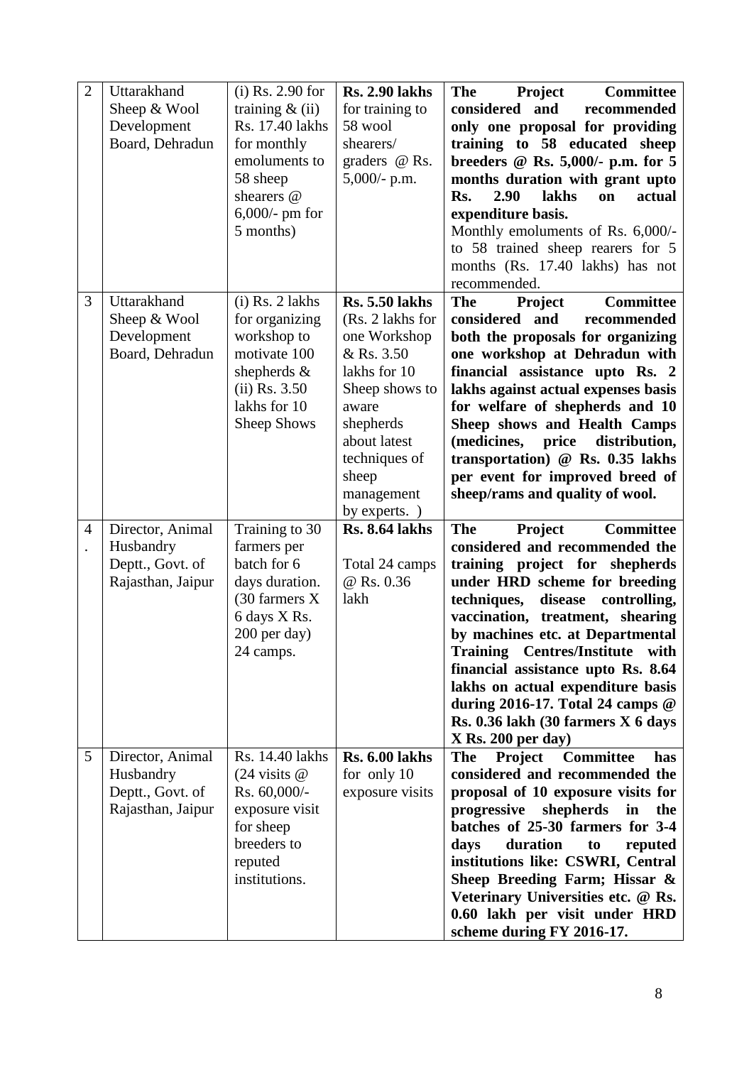| 2 | Uttarakhand Sheep & Wool Development Board, Dehradun | (i) Rs. 2.90 for training & (ii) Rs. 17.40 lakhs for monthly emoluments to 58 sheep shearers @ 6,000/- pm for 5 months) | **Rs. 2.90 lakhs** for training to 58 wool shearers/ graders @ Rs. 5,000/- p.m. | **The Project Committee considered and recommended only one proposal for providing training to 58 educated sheep breeders @ Rs. 5,000/- p.m. for 5 months duration with grant upto Rs. 2.90 lakhs on actual expenditure basis.** Monthly emoluments of Rs. 6,000/- to 58 trained sheep rearers for 5 months (Rs. 17.40 lakhs) has not recommended. |
|---|---|---|---|---|
| 3 | Uttarakhand Sheep & Wool Development Board, Dehradun | (i) Rs. 2 lakhs for organizing workshop to motivate 100 shepherds & (ii) Rs. 3.50 lakhs for 10 Sheep Shows | **Rs. 5.50 lakhs** (Rs. 2 lakhs for one Workshop & Rs. 3.50 lakhs for 10 Sheep shows to aware shepherds about latest techniques of sheep management by experts. ) | **The Project Committee considered and recommended both the proposals for organizing one workshop at Dehradun with financial assistance upto Rs. 2 lakhs against actual expenses basis for welfare of shepherds and 10 Sheep shows and Health Camps (medicines, price distribution, transportation) @ Rs. 0.35 lakhs per event for improved breed of sheep/rams and quality of wool.** |
| 4. | Director, Animal Husbandry Deptt., Govt. of Rajasthan, Jaipur | Training to 30 farmers per batch for 6 days duration. (30 farmers X 6 days X Rs. 200 per day) 24 camps. | **Rs. 8.64 lakhs** Total 24 camps @ Rs. 0.36 lakh | **The Project Committee considered and recommended the training project for shepherds under HRD scheme for breeding techniques, disease controlling, vaccination, treatment, shearing by machines etc. at Departmental Training Centres/Institute with financial assistance upto Rs. 8.64 lakhs on actual expenditure basis during 2016-17. Total 24 camps @ Rs. 0.36 lakh (30 farmers X 6 days X Rs. 200 per day)** |
| 5 | Director, Animal Husbandry Deptt., Govt. of Rajasthan, Jaipur | Rs. 14.40 lakhs (24 visits @ Rs. 60,000/- exposure visit for sheep breeders to reputed institutions. | **Rs. 6.00 lakhs** for only 10 exposure visits | **The Project Committee has considered and recommended the proposal of 10 exposure visits for progressive shepherds in the batches of 25-30 farmers for 3-4 days duration to reputed institutions like: CSWRI, Central Sheep Breeding Farm; Hissar & Veterinary Universities etc. @ Rs. 0.60 lakh per visit under HRD scheme during FY 2016-17.** |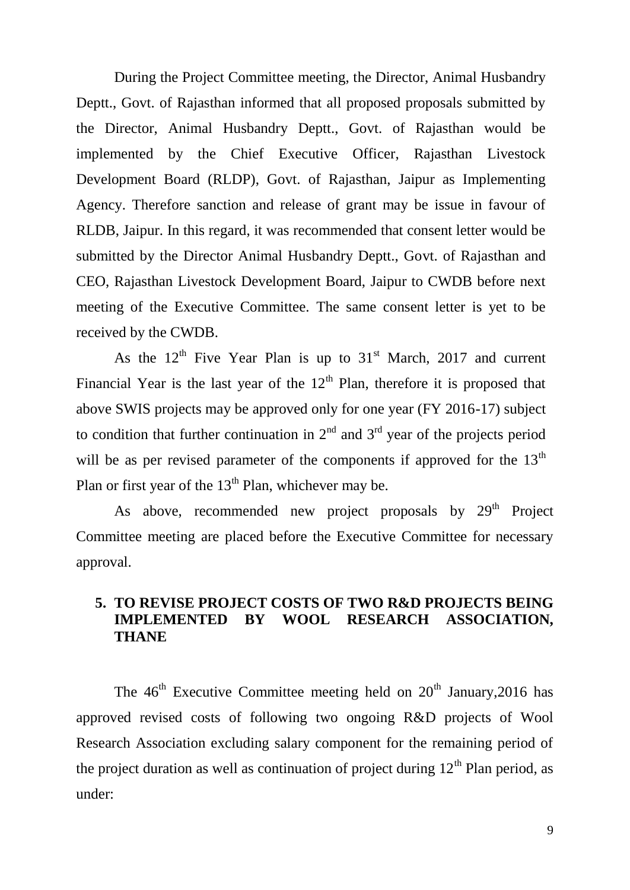During the Project Committee meeting, the Director, Animal Husbandry Deptt., Govt. of Rajasthan informed that all proposed proposals submitted by the Director, Animal Husbandry Deptt., Govt. of Rajasthan would be implemented by the Chief Executive Officer, Rajasthan Livestock Development Board (RLDP), Govt. of Rajasthan, Jaipur as Implementing Agency. Therefore sanction and release of grant may be issue in favour of RLDB, Jaipur. In this regard, it was recommended that consent letter would be submitted by the Director Animal Husbandry Deptt., Govt. of Rajasthan and CEO, Rajasthan Livestock Development Board, Jaipur to CWDB before next meeting of the Executive Committee. The same consent letter is yet to be received by the CWDB.

As the 12th Five Year Plan is up to 31st March, 2017 and current Financial Year is the last year of the 12th Plan, therefore it is proposed that above SWIS projects may be approved only for one year (FY 2016-17) subject to condition that further continuation in 2nd and 3rd year of the projects period will be as per revised parameter of the components if approved for the 13th Plan or first year of the 13th Plan, whichever may be.

As above, recommended new project proposals by 29th Project Committee meeting are placed before the Executive Committee for necessary approval.

## 5. TO REVISE PROJECT COSTS OF TWO R&D PROJECTS BEING IMPLEMENTED BY WOOL RESEARCH ASSOCIATION, THANE

The 46th Executive Committee meeting held on 20th January,2016 has approved revised costs of following two ongoing R&D projects of Wool Research Association excluding salary component for the remaining period of the project duration as well as continuation of project during 12th Plan period, as under: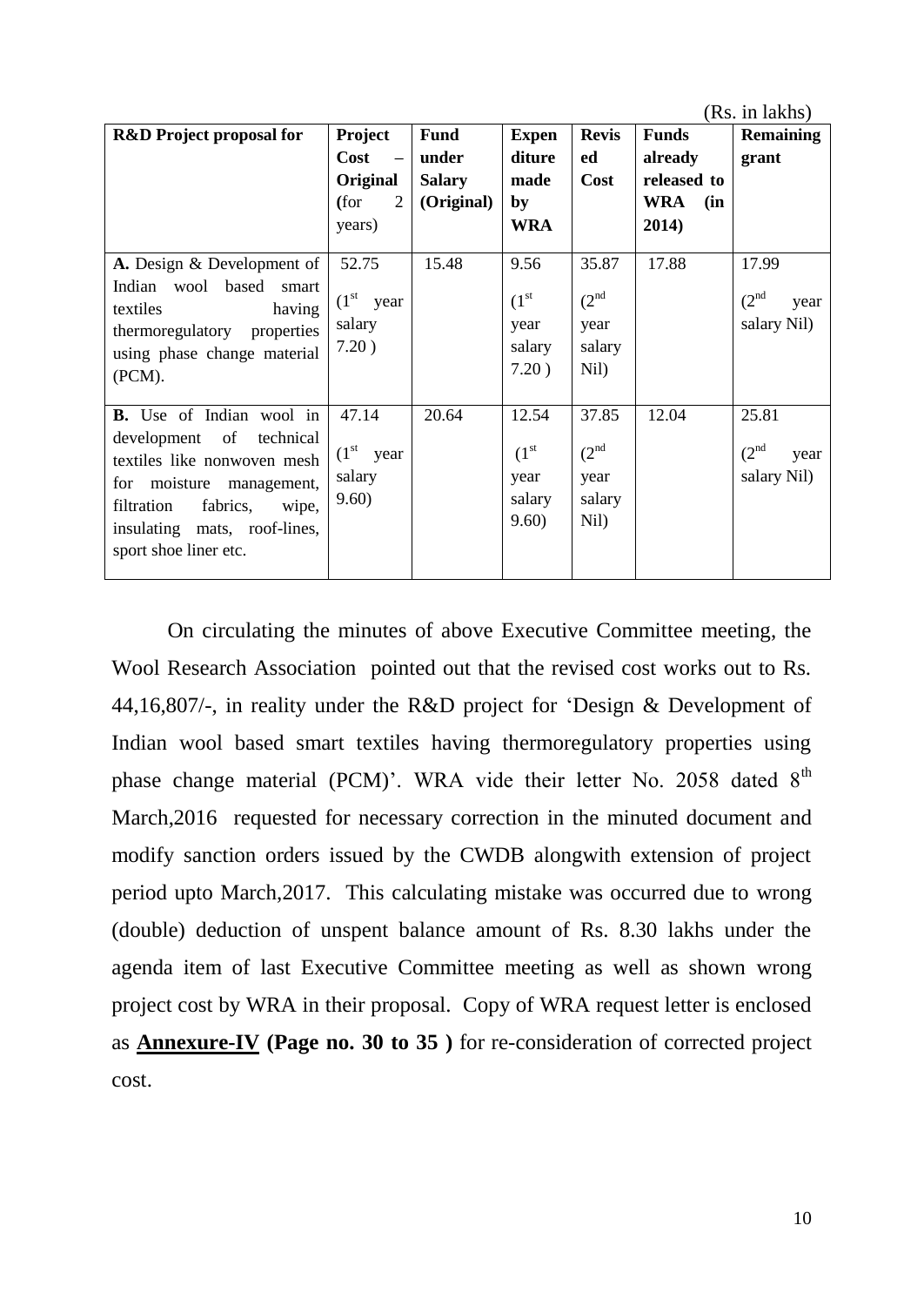(Rs. in lakhs)

| R&D Project proposal for | Project Cost – Original (for 2 years) | Fund under Salary (Original) | Expenditure made by WRA | Revised Cost | Funds already released to WRA (in 2014) | Remaining grant |
|---|---|---|---|---|---|---|
| **A.** Design & Development of Indian wool based smart textiles having thermoregulatory properties using phase change material (PCM). | 52.75 (1st year salary 7.20 ) | 15.48 | 9.56 (1st year salary 7.20 ) | 35.87 (2nd year salary Nil) | 17.88 | 17.99 (2nd year salary Nil) |
| **B.** Use of Indian wool in development of technical textiles like nonwoven mesh for moisture management, filtration fabrics, wipe, insulating mats, roof-lines, sport shoe liner etc. | 47.14 (1st year salary 9.60) | 20.64 | 12.54 (1st year salary 9.60) | 37.85 (2nd year salary Nil) | 12.04 | 25.81 (2nd year salary Nil) |

On circulating the minutes of above Executive Committee meeting, the Wool Research Association pointed out that the revised cost works out to Rs. 44,16,807/-, in reality under the R&D project for 'Design & Development of Indian wool based smart textiles having thermoregulatory properties using phase change material (PCM)'. WRA vide their letter No. 2058 dated 8th March,2016 requested for necessary correction in the minuted document and modify sanction orders issued by the CWDB alongwith extension of project period upto March,2017. This calculating mistake was occurred due to wrong (double) deduction of unspent balance amount of Rs. 8.30 lakhs under the agenda item of last Executive Committee meeting as well as shown wrong project cost by WRA in their proposal. Copy of WRA request letter is enclosed as **Annexure-IV (Page no. 30 to 35 )** for re-consideration of corrected project cost.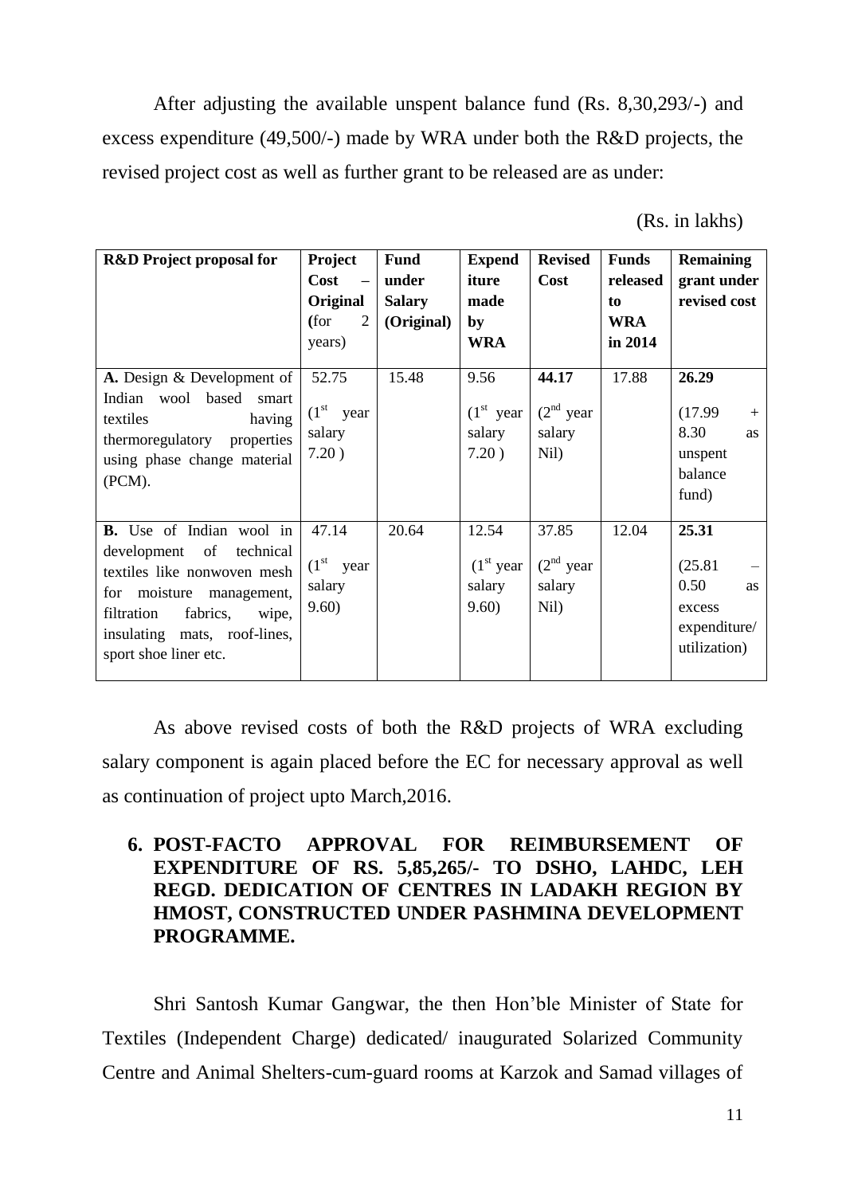After adjusting the available unspent balance fund (Rs. 8,30,293/-) and excess expenditure (49,500/-) made by WRA under both the R&D projects, the revised project cost as well as further grant to be released are as under:

(Rs. in lakhs)

| R&D Project proposal for | Project Cost – Original (for 2 years) | Fund under Salary (Original) | Expenditure made by WRA | Revised Cost | Funds released to WRA in 2014 | Remaining grant under revised cost |
|---|---|---|---|---|---|---|
| **A.** Design & Development of Indian wool based smart textiles having thermoregulatory properties using phase change material (PCM). | 52.75 ($1^{st}$ year salary 7.20 ) | 15.48 | 9.56 ($1^{st}$ year salary 7.20 ) | **44.17** ($2^{nd}$ year salary Nil) | 17.88 | **26.29** (17.99 + 8.30 as unspent balance fund) |
| **B.** Use of Indian wool in development of technical textiles like nonwoven mesh for moisture management, filtration fabrics, wipe, insulating mats, roof-lines, sport shoe liner etc. | 47.14 ($1^{st}$ year salary 9.60) | 20.64 | 12.54 ($1^{st}$ year salary 9.60) | 37.85 ($2^{nd}$ year salary Nil) | 12.04 | **25.31** (25.81 – 0.50 as excess expenditure/ utilization) |

As above revised costs of both the R&D projects of WRA excluding salary component is again placed before the EC for necessary approval as well as continuation of project upto March,2016.

## 6. POST-FACTO APPROVAL FOR REIMBURSEMENT OF EXPENDITURE OF RS. 5,85,265/- TO DSHO, LAHDC, LEH REGD. DEDICATION OF CENTRES IN LADAKH REGION BY HMOST, CONSTRUCTED UNDER PASHMINA DEVELOPMENT PROGRAMME.

Shri Santosh Kumar Gangwar, the then Hon'ble Minister of State for Textiles (Independent Charge) dedicated/ inaugurated Solarized Community Centre and Animal Shelters-cum-guard rooms at Karzok and Samad villages of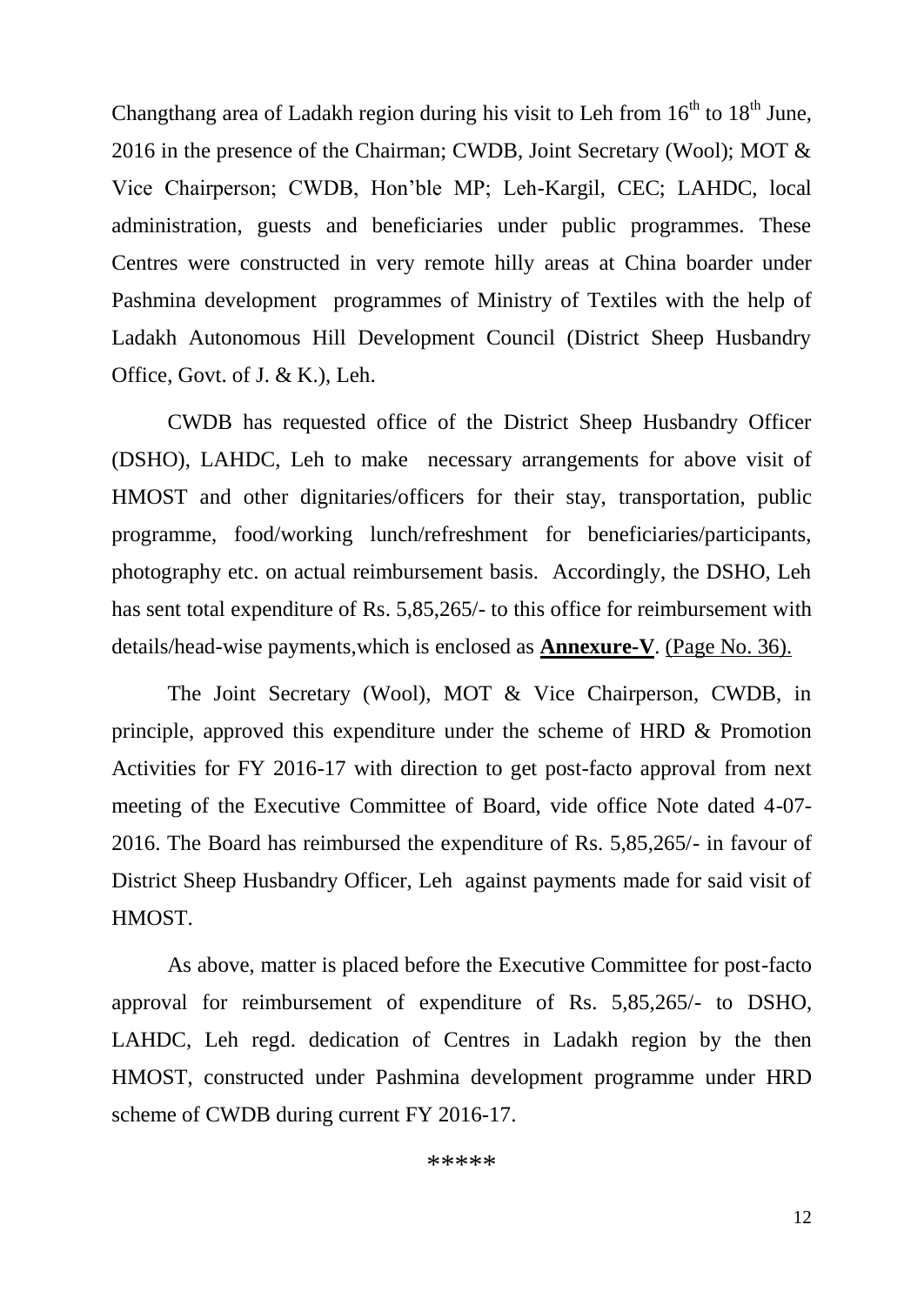Changthang area of Ladakh region during his visit to Leh from 16th to 18th June, 2016 in the presence of the Chairman; CWDB, Joint Secretary (Wool); MOT & Vice Chairperson; CWDB, Hon'ble MP; Leh-Kargil, CEC; LAHDC, local administration, guests and beneficiaries under public programmes. These Centres were constructed in very remote hilly areas at China boarder under Pashmina development programmes of Ministry of Textiles with the help of Ladakh Autonomous Hill Development Council (District Sheep Husbandry Office, Govt. of J. & K.), Leh.

CWDB has requested office of the District Sheep Husbandry Officer (DSHO), LAHDC, Leh to make necessary arrangements for above visit of HMOST and other dignitaries/officers for their stay, transportation, public programme, food/working lunch/refreshment for beneficiaries/participants, photography etc. on actual reimbursement basis. Accordingly, the DSHO, Leh has sent total expenditure of Rs. 5,85,265/- to this office for reimbursement with details/head-wise payments,which is enclosed as **Annexure-V**. (Page No. 36).

The Joint Secretary (Wool), MOT & Vice Chairperson, CWDB, in principle, approved this expenditure under the scheme of HRD & Promotion Activities for FY 2016-17 with direction to get post-facto approval from next meeting of the Executive Committee of Board, vide office Note dated 4-07-2016. The Board has reimbursed the expenditure of Rs. 5,85,265/- in favour of District Sheep Husbandry Officer, Leh against payments made for said visit of HMOST.

As above, matter is placed before the Executive Committee for post-facto approval for reimbursement of expenditure of Rs. 5,85,265/- to DSHO, LAHDC, Leh regd. dedication of Centres in Ladakh region by the then HMOST, constructed under Pashmina development programme under HRD scheme of CWDB during current FY 2016-17.

*****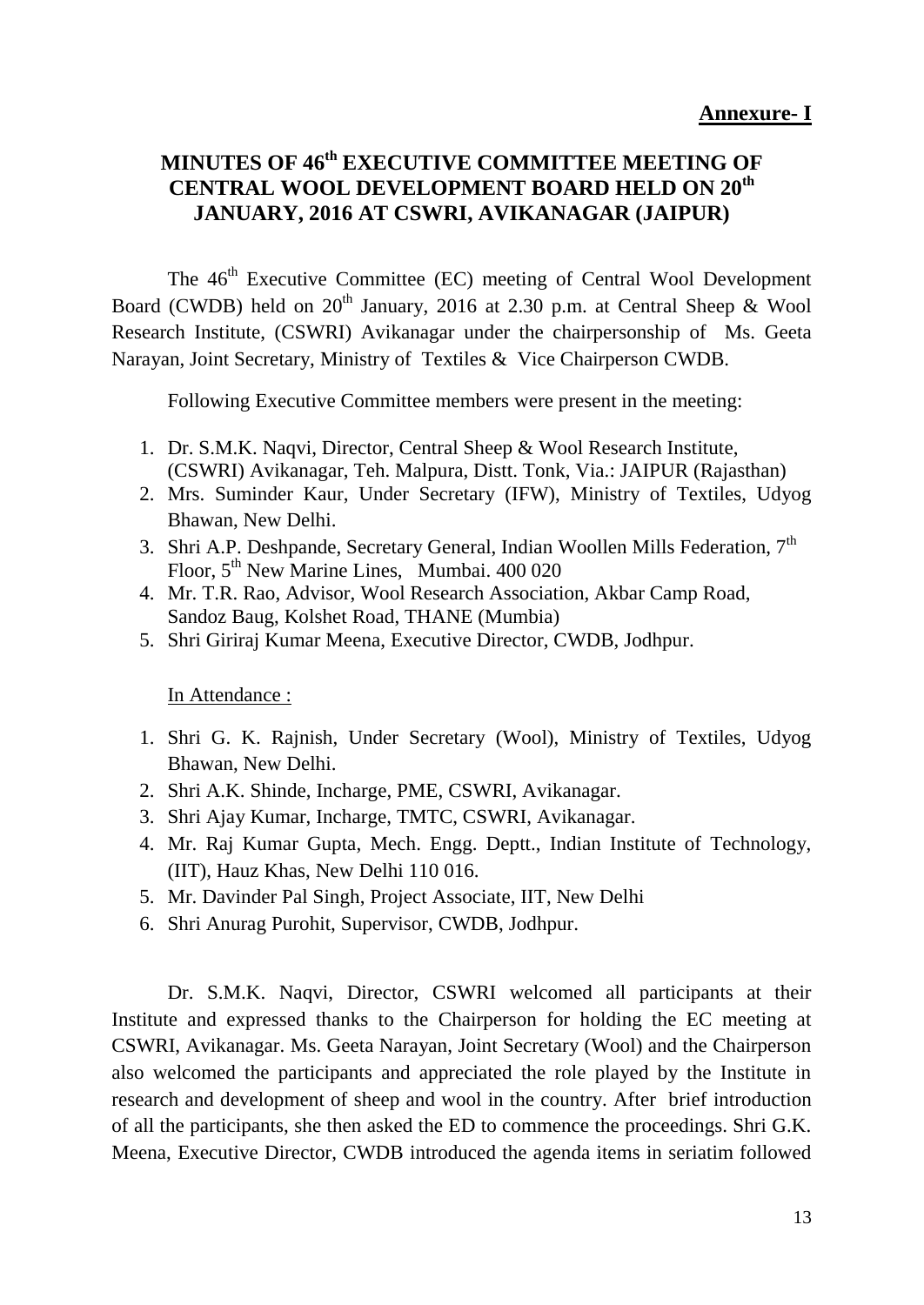**Annexure- I**

# MINUTES OF 46th EXECUTIVE COMMITTEE MEETING OF CENTRAL WOOL DEVELOPMENT BOARD HELD ON 20th JANUARY, 2016 AT CSWRI, AVIKANAGAR (JAIPUR)

The 46th Executive Committee (EC) meeting of Central Wool Development Board (CWDB) held on 20th January, 2016 at 2.30 p.m. at Central Sheep & Wool Research Institute, (CSWRI) Avikanagar under the chairpersonship of Ms. Geeta Narayan, Joint Secretary, Ministry of Textiles & Vice Chairperson CWDB.

Following Executive Committee members were present in the meeting:

1. Dr. S.M.K. Naqvi, Director, Central Sheep & Wool Research Institute, (CSWRI) Avikanagar, Teh. Malpura, Distt. Tonk, Via.: JAIPUR (Rajasthan)
2. Mrs. Suminder Kaur, Under Secretary (IFW), Ministry of Textiles, Udyog Bhawan, New Delhi.
3. Shri A.P. Deshpande, Secretary General, Indian Woollen Mills Federation, 7th Floor, 5th New Marine Lines, Mumbai. 400 020
4. Mr. T.R. Rao, Advisor, Wool Research Association, Akbar Camp Road, Sandoz Baug, Kolshet Road, THANE (Mumbia)
5. Shri Giriraj Kumar Meena, Executive Director, CWDB, Jodhpur.

In Attendance :

1. Shri G. K. Rajnish, Under Secretary (Wool), Ministry of Textiles, Udyog Bhawan, New Delhi.
2. Shri A.K. Shinde, Incharge, PME, CSWRI, Avikanagar.
3. Shri Ajay Kumar, Incharge, TMTC, CSWRI, Avikanagar.
4. Mr. Raj Kumar Gupta, Mech. Engg. Deptt., Indian Institute of Technology, (IIT), Hauz Khas, New Delhi 110 016.
5. Mr. Davinder Pal Singh, Project Associate, IIT, New Delhi
6. Shri Anurag Purohit, Supervisor, CWDB, Jodhpur.

Dr. S.M.K. Naqvi, Director, CSWRI welcomed all participants at their Institute and expressed thanks to the Chairperson for holding the EC meeting at CSWRI, Avikanagar. Ms. Geeta Narayan, Joint Secretary (Wool) and the Chairperson also welcomed the participants and appreciated the role played by the Institute in research and development of sheep and wool in the country. After brief introduction of all the participants, she then asked the ED to commence the proceedings. Shri G.K. Meena, Executive Director, CWDB introduced the agenda items in seriatim followed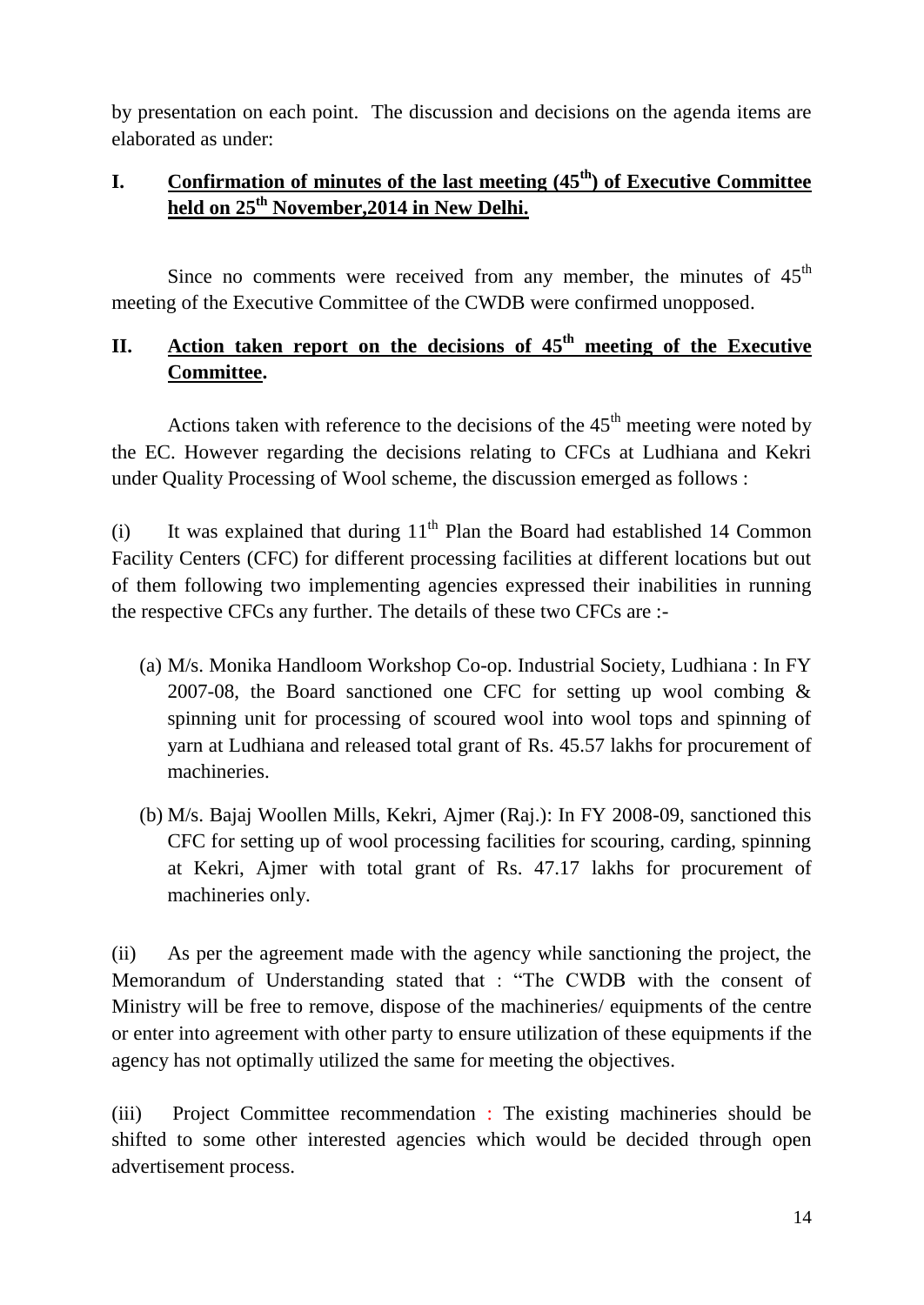by presentation on each point. The discussion and decisions on the agenda items are elaborated as under:

## I. <u>Confirmation of minutes of the last meeting (45th) of Executive Committee held on 25th November,2014 in New Delhi.</u>

Since no comments were received from any member, the minutes of 45th meeting of the Executive Committee of the CWDB were confirmed unopposed.

## II. <u>Action taken report on the decisions of 45th meeting of the Executive Committee.</u>

Actions taken with reference to the decisions of the 45th meeting were noted by the EC. However regarding the decisions relating to CFCs at Ludhiana and Kekri under Quality Processing of Wool scheme, the discussion emerged as follows :

(i) It was explained that during 11th Plan the Board had established 14 Common Facility Centers (CFC) for different processing facilities at different locations but out of them following two implementing agencies expressed their inabilities in running the respective CFCs any further. The details of these two CFCs are :-

(a) M/s. Monika Handloom Workshop Co-op. Industrial Society, Ludhiana : In FY 2007-08, the Board sanctioned one CFC for setting up wool combing & spinning unit for processing of scoured wool into wool tops and spinning of yarn at Ludhiana and released total grant of Rs. 45.57 lakhs for procurement of machineries.

(b) M/s. Bajaj Woollen Mills, Kekri, Ajmer (Raj.): In FY 2008-09, sanctioned this CFC for setting up of wool processing facilities for scouring, carding, spinning at Kekri, Ajmer with total grant of Rs. 47.17 lakhs for procurement of machineries only.

(ii) As per the agreement made with the agency while sanctioning the project, the Memorandum of Understanding stated that : "The CWDB with the consent of Ministry will be free to remove, dispose of the machineries/ equipments of the centre or enter into agreement with other party to ensure utilization of these equipments if the agency has not optimally utilized the same for meeting the objectives.

(iii) Project Committee recommendation : The existing machineries should be shifted to some other interested agencies which would be decided through open advertisement process.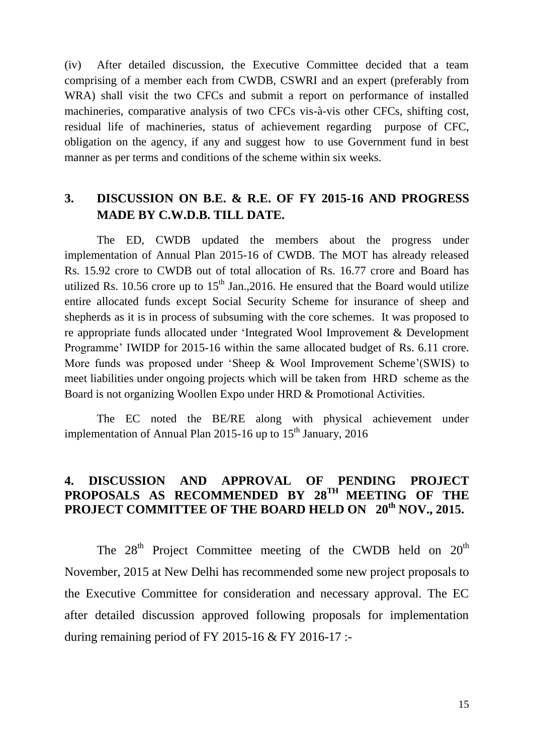(iv) After detailed discussion, the Executive Committee decided that a team comprising of a member each from CWDB, CSWRI and an expert (preferably from WRA) shall visit the two CFCs and submit a report on performance of installed machineries, comparative analysis of two CFCs vis-à-vis other CFCs, shifting cost, residual life of machineries, status of achievement regarding purpose of CFC, obligation on the agency, if any and suggest how to use Government fund in best manner as per terms and conditions of the scheme within six weeks.

## 3. DISCUSSION ON B.E. & R.E. OF FY 2015-16 AND PROGRESS MADE BY C.W.D.B. TILL DATE.

The ED, CWDB updated the members about the progress under implementation of Annual Plan 2015-16 of CWDB. The MOT has already released Rs. 15.92 crore to CWDB out of total allocation of Rs. 16.77 crore and Board has utilized Rs. 10.56 crore up to 15th Jan.,2016. He ensured that the Board would utilize entire allocated funds except Social Security Scheme for insurance of sheep and shepherds as it is in process of subsuming with the core schemes. It was proposed to re appropriate funds allocated under 'Integrated Wool Improvement & Development Programme' IWIDP for 2015-16 within the same allocated budget of Rs. 6.11 crore. More funds was proposed under 'Sheep & Wool Improvement Scheme'(SWIS) to meet liabilities under ongoing projects which will be taken from HRD scheme as the Board is not organizing Woollen Expo under HRD & Promotional Activities.

The EC noted the BE/RE along with physical achievement under implementation of Annual Plan 2015-16 up to 15th January, 2016

## 4. DISCUSSION AND APPROVAL OF PENDING PROJECT PROPOSALS AS RECOMMENDED BY 28TH MEETING OF THE PROJECT COMMITTEE OF THE BOARD HELD ON 20th NOV., 2015.

The 28th Project Committee meeting of the CWDB held on 20th November, 2015 at New Delhi has recommended some new project proposals to the Executive Committee for consideration and necessary approval. The EC after detailed discussion approved following proposals for implementation during remaining period of FY 2015-16 & FY 2016-17 :-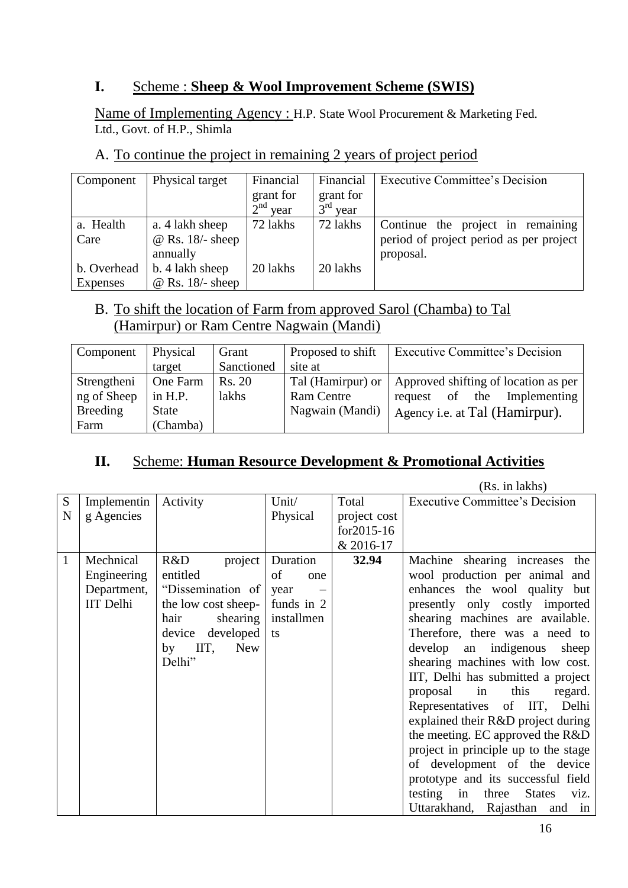## I. Scheme : **Sheep & Wool Improvement Scheme (SWIS)**

Name of Implementing Agency : H.P. State Wool Procurement & Marketing Fed. Ltd., Govt. of H.P., Shimla

### A. To continue the project in remaining 2 years of project period

| Component | Physical target | Financial grant for 2nd year | Financial grant for 3rd year | Executive Committee's Decision |
|---|---|---|---|---|
| a. Health Care | a. 4 lakh sheep @ Rs. 18/- sheep annually | 72 lakhs | 72 lakhs | Continue the project in remaining period of project period as per project proposal. |
| b. Overhead Expenses | b. 4 lakh sheep @ Rs. 18/- sheep | 20 lakhs | 20 lakhs | |

### B. To shift the location of Farm from approved Sarol (Chamba) to Tal (Hamirpur) or Ram Centre Nagwain (Mandi)

| Component | Physical target | Grant Sanctioned | Proposed to shift site at | Executive Committee's Decision |
|---|---|---|---|---|
| Strengthening of Sheep Breeding Farm | One Farm in H.P. State (Chamba) | Rs. 20 lakhs | Tal (Hamirpur) or Ram Centre Nagwain (Mandi) | Approved shifting of location as per request of the Implementing Agency i.e. at Tal (Hamirpur). |

## II. Scheme: **Human Resource Development & Promotional Activities**

(Rs. in lakhs)

| SN | Implementing Agencies | Activity | Unit/ Physical | Total project cost for2015-16 & 2016-17 | Executive Committee's Decision |
|---|---|---|---|---|---|
| 1 | Mechnical Engineering Department, IIT Delhi | R&D project entitled "Dissemination of the low cost sheep-hair shearing device developed by IIT, New Delhi" | Duration of one year – funds in 2 installments | **32.94** | Machine shearing increases the wool production per animal and enhances the wool quality but presently only costly imported shearing machines are available. Therefore, there was a need to develop an indigenous sheep shearing machines with low cost. IIT, Delhi has submitted a project proposal in this regard. Representatives of IIT, Delhi explained their R&D project during the meeting. EC approved the R&D project in principle up to the stage of development of the device prototype and its successful field testing in three States viz. Uttarakhand, Rajasthan and in |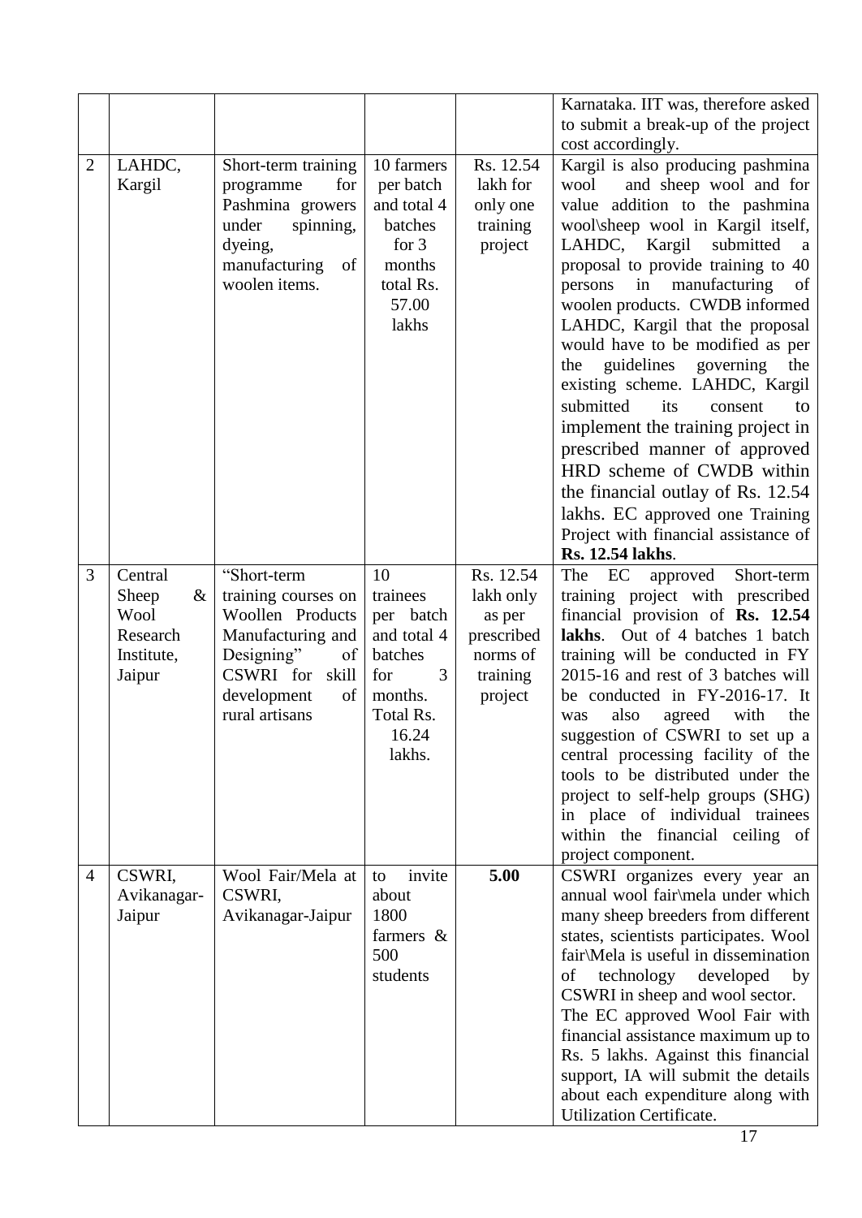|   |   |   |   |   |   |
|---|---|---|---|---|---|
| | | | | | Karnataka. IIT was, therefore asked to submit a break-up of the project cost accordingly. |
| 2 | LAHDC, Kargil | Short-term training programme for Pashmina growers under spinning, dyeing, manufacturing of woolen items. | 10 farmers per batch and total 4 batches for 3 months total Rs. 57.00 lakhs | Rs. 12.54 lakh for only one training project | Kargil is also producing pashmina wool and sheep wool and for value addition to the pashmina wool\sheep wool in Kargil itself, LAHDC, Kargil submitted a proposal to provide training to 40 persons in manufacturing of woolen products. CWDB informed LAHDC, Kargil that the proposal would have to be modified as per the guidelines governing the existing scheme. LAHDC, Kargil submitted its consent to implement the training project in prescribed manner of approved HRD scheme of CWDB within the financial outlay of Rs. 12.54 lakhs. EC approved one Training Project with financial assistance of **Rs. 12.54 lakhs**. |
| 3 | Central Sheep & Wool Research Institute, Jaipur | "Short-term training courses on Woollen Products Manufacturing and Designing" of CSWRI for skill development of rural artisans | 10 trainees per batch and total 4 batches for 3 months. Total Rs. 16.24 lakhs. | Rs. 12.54 lakh only as per prescribed norms of training project | The EC approved Short-term training project with prescribed financial provision of **Rs. 12.54 lakhs**. Out of 4 batches 1 batch training will be conducted in FY 2015-16 and rest of 3 batches will be conducted in FY-2016-17. It was also agreed with the suggestion of CSWRI to set up a central processing facility of the tools to be distributed under the project to self-help groups (SHG) in place of individual trainees within the financial ceiling of project component. |
| 4 | CSWRI, Avikanagar-Jaipur | Wool Fair/Mela at CSWRI, Avikanagar-Jaipur | to invite about 1800 farmers & 500 students | **5.00** | CSWRI organizes every year an annual wool fair\mela under which many sheep breeders from different states, scientists participates. Wool fair\Mela is useful in dissemination of technology developed by CSWRI in sheep and wool sector. The EC approved Wool Fair with financial assistance maximum up to Rs. 5 lakhs. Against this financial support, IA will submit the details about each expenditure along with Utilization Certificate. |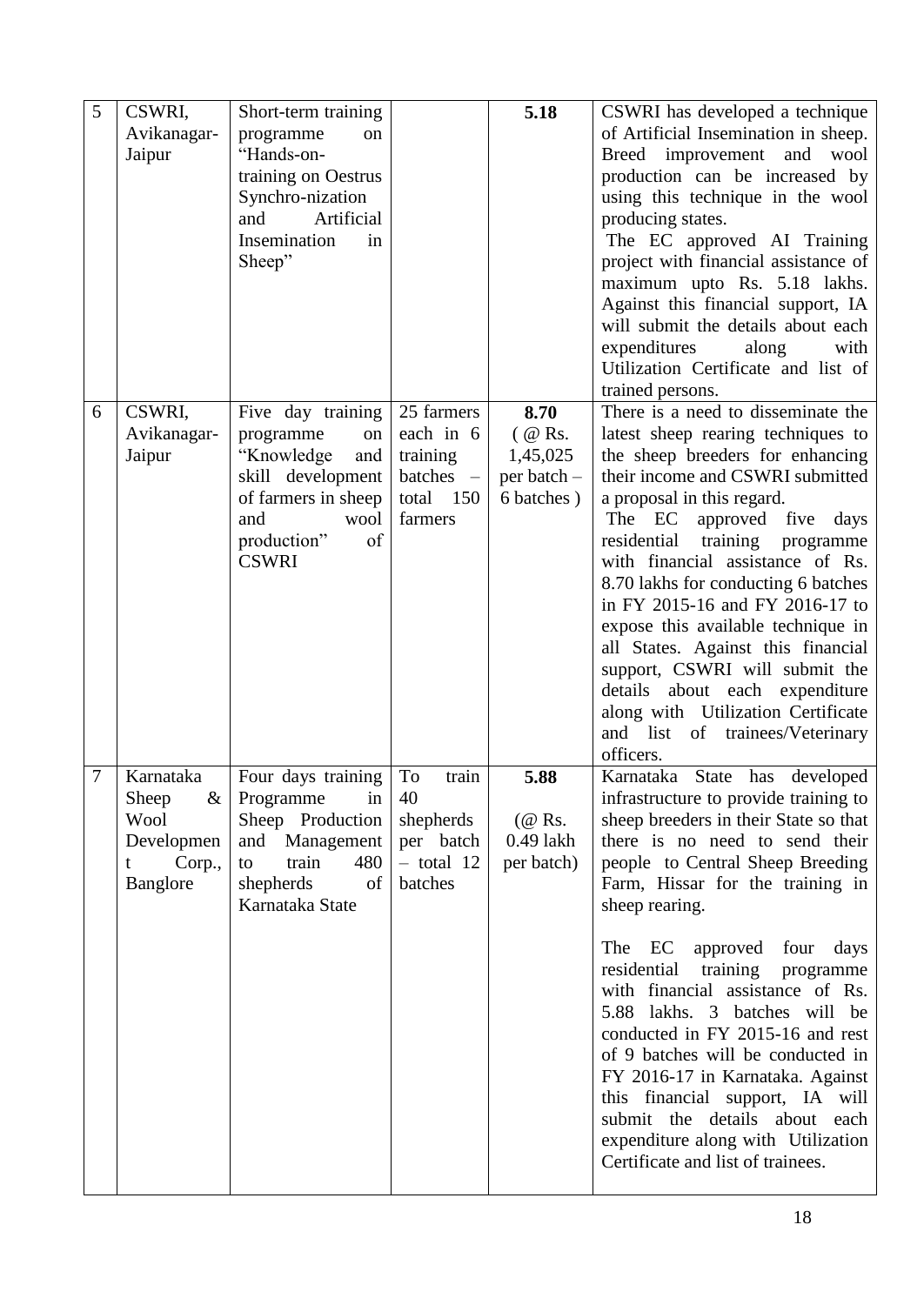| 5 | CSWRI, Avikanagar-Jaipur | Short-term training programme on "Hands-on-training on Oestrus Synchro-nization and Artificial Insemination in Sheep" | | **5.18** | CSWRI has developed a technique of Artificial Insemination in sheep. Breed improvement and wool production can be increased by using this technique in the wool producing states. The EC approved AI Training project with financial assistance of maximum upto Rs. 5.18 lakhs. Against this financial support, IA will submit the details about each expenditures along with Utilization Certificate and list of trained persons. |
|---|---|---|---|---|---|
| 6 | CSWRI, Avikanagar-Jaipur | Five day training programme on "Knowledge and skill development of farmers in sheep and wool production" of CSWRI | 25 farmers each in 6 training batches – total 150 farmers | **8.70** ( @ Rs. 1,45,025 per batch – 6 batches ) | There is a need to disseminate the latest sheep rearing techniques to the sheep breeders for enhancing their income and CSWRI submitted a proposal in this regard. The EC approved five days residential training programme with financial assistance of Rs. 8.70 lakhs for conducting 6 batches in FY 2015-16 and FY 2016-17 to expose this available technique in all States. Against this financial support, CSWRI will submit the details about each expenditure along with Utilization Certificate and list of trainees/Veterinary officers. |
| 7 | Karnataka Sheep & Wool Development Corp., Banglore | Four days training Programme in Sheep Production and Management to train 480 shepherds of Karnataka State | To train 40 shepherds per batch – total 12 batches | **5.88** (@ Rs. 0.49 lakh per batch) | Karnataka State has developed infrastructure to provide training to sheep breeders in their State so that there is no need to send their people to Central Sheep Breeding Farm, Hissar for the training in sheep rearing.<br><br>The EC approved four days residential training programme with financial assistance of Rs. 5.88 lakhs. 3 batches will be conducted in FY 2015-16 and rest of 9 batches will be conducted in FY 2016-17 in Karnataka. Against this financial support, IA will submit the details about each expenditure along with Utilization Certificate and list of trainees. |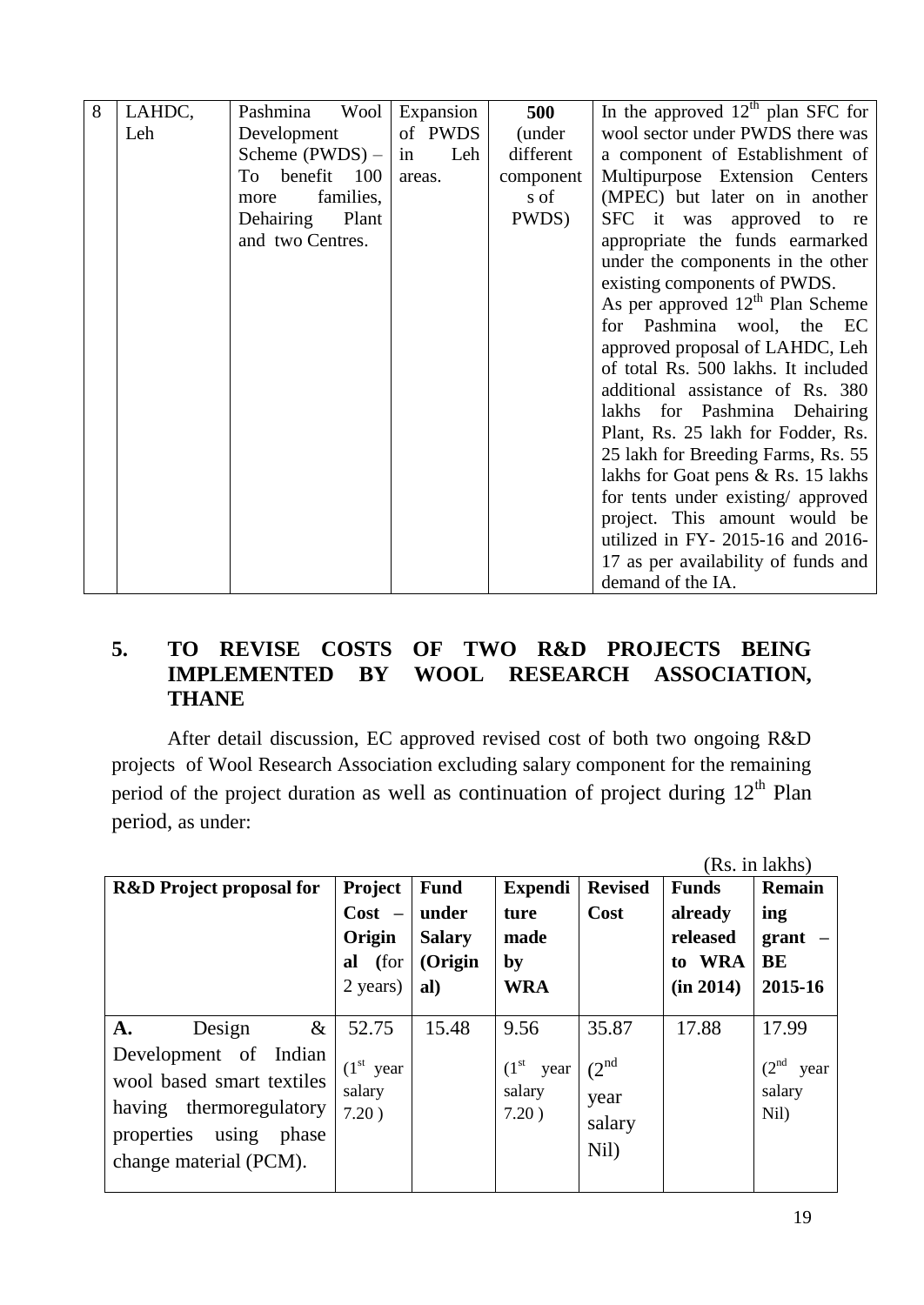| 8 | LAHDC, Leh | Pashmina Wool Development Scheme (PWDS) – To benefit 100 more families, Dehairing Plant and two Centres. | Expansion of PWDS in Leh areas. | **500** (under different components of PWDS) | In the approved $12^{th}$ plan SFC for wool sector under PWDS there was a component of Establishment of Multipurpose Extension Centers (MPEC) but later on in another SFC it was approved to re appropriate the funds earmarked under the components in the other existing components of PWDS. As per approved $12^{th}$ Plan Scheme for Pashmina wool, the EC approved proposal of LAHDC, Leh of total Rs. 500 lakhs. It included additional assistance of Rs. 380 lakhs for Pashmina Dehairing Plant, Rs. 25 lakh for Fodder, Rs. 25 lakh for Breeding Farms, Rs. 55 lakhs for Goat pens & Rs. 15 lakhs for tents under existing/ approved project. This amount would be utilized in FY- 2015-16 and 2016-17 as per availability of funds and demand of the IA. |
|---|---|---|---|---|---|

## 5. TO REVISE COSTS OF TWO R&D PROJECTS BEING IMPLEMENTED BY WOOL RESEARCH ASSOCIATION, THANE

After detail discussion, EC approved revised cost of both two ongoing R&D projects of Wool Research Association excluding salary component for the remaining period of the project duration as well as continuation of project during $12^{th}$ Plan period, as under:

(Rs. in lakhs)

| R&D Project proposal for | Project Cost – Original (for 2 years) | Fund under Salary (Original) | Expenditure made by WRA | Revised Cost | Funds already released to WRA (in 2014) | Remaining grant – BE 2015-16 |
|---|---|---|---|---|---|---|
| **A.** Design & Development of Indian wool based smart textiles having thermoregulatory properties using phase change material (PCM). | 52.75 ($1^{st}$ year salary 7.20 ) | 15.48 | 9.56 ($1^{st}$ year salary 7.20 ) | 35.87 ($2^{nd}$ year salary Nil) | 17.88 | 17.99 ($2^{nd}$ year salary Nil) |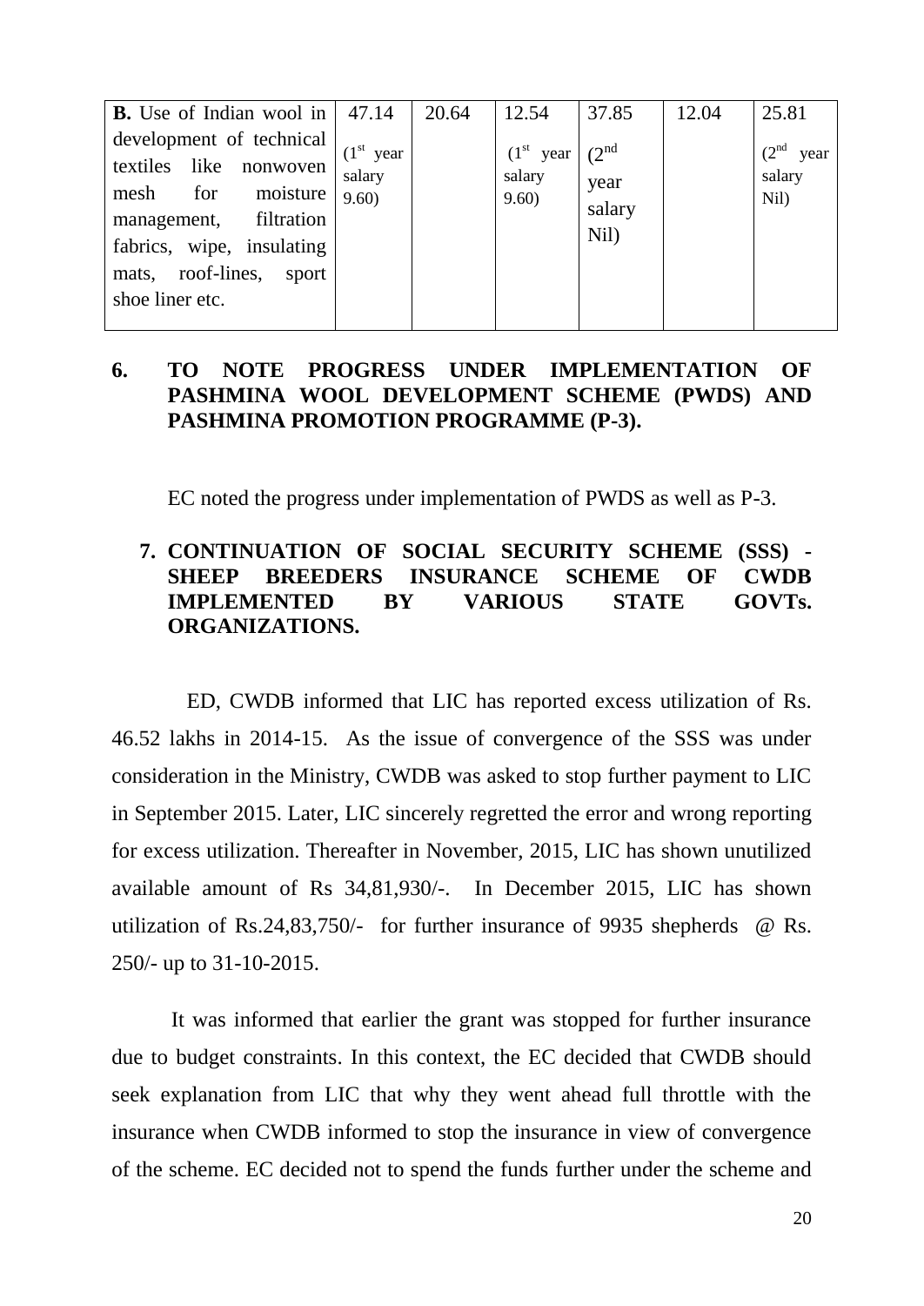| **B.** Use of Indian wool in development of technical textiles like nonwoven mesh for moisture management, filtration fabrics, wipe, insulating mats, roof-lines, sport shoe liner etc. | 47.14 ($1^{st}$ year salary 9.60) | 20.64 | 12.54 ($1^{st}$ year salary 9.60) | 37.85 ($2^{nd}$ year salary Nil) | 12.04 | 25.81 ($2^{nd}$ year salary Nil) |
|---|---|---|---|---|---|---|

**6. TO NOTE PROGRESS UNDER IMPLEMENTATION OF PASHMINA WOOL DEVELOPMENT SCHEME (PWDS) AND PASHMINA PROMOTION PROGRAMME (P-3).**

EC noted the progress under implementation of PWDS as well as P-3.

**7. CONTINUATION OF SOCIAL SECURITY SCHEME (SSS) - SHEEP BREEDERS INSURANCE SCHEME OF CWDB IMPLEMENTED BY VARIOUS STATE GOVTs. ORGANIZATIONS.**

ED, CWDB informed that LIC has reported excess utilization of Rs. 46.52 lakhs in 2014-15. As the issue of convergence of the SSS was under consideration in the Ministry, CWDB was asked to stop further payment to LIC in September 2015. Later, LIC sincerely regretted the error and wrong reporting for excess utilization. Thereafter in November, 2015, LIC has shown unutilized available amount of Rs 34,81,930/-. In December 2015, LIC has shown utilization of Rs.24,83,750/- for further insurance of 9935 shepherds @ Rs. 250/- up to 31-10-2015.

It was informed that earlier the grant was stopped for further insurance due to budget constraints. In this context, the EC decided that CWDB should seek explanation from LIC that why they went ahead full throttle with the insurance when CWDB informed to stop the insurance in view of convergence of the scheme. EC decided not to spend the funds further under the scheme and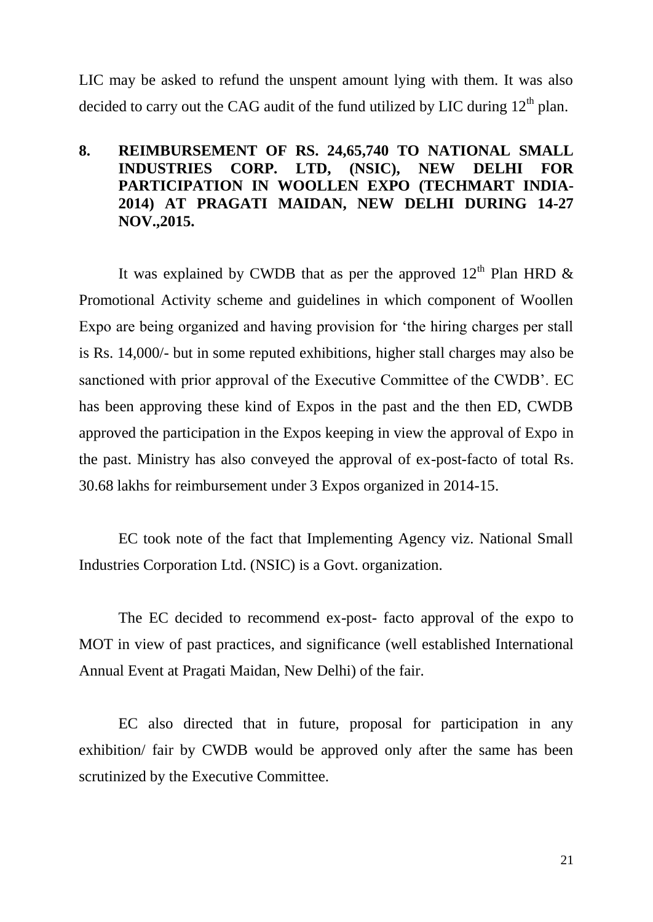LIC may be asked to refund the unspent amount lying with them. It was also decided to carry out the CAG audit of the fund utilized by LIC during 12th plan.

**8. REIMBURSEMENT OF RS. 24,65,740 TO NATIONAL SMALL INDUSTRIES CORP. LTD, (NSIC), NEW DELHI FOR PARTICIPATION IN WOOLLEN EXPO (TECHMART INDIA-2014) AT PRAGATI MAIDAN, NEW DELHI DURING 14-27 NOV.,2015.**

It was explained by CWDB that as per the approved 12th Plan HRD & Promotional Activity scheme and guidelines in which component of Woollen Expo are being organized and having provision for 'the hiring charges per stall is Rs. 14,000/- but in some reputed exhibitions, higher stall charges may also be sanctioned with prior approval of the Executive Committee of the CWDB'. EC has been approving these kind of Expos in the past and the then ED, CWDB approved the participation in the Expos keeping in view the approval of Expo in the past. Ministry has also conveyed the approval of ex-post-facto of total Rs. 30.68 lakhs for reimbursement under 3 Expos organized in 2014-15.

EC took note of the fact that Implementing Agency viz. National Small Industries Corporation Ltd. (NSIC) is a Govt. organization.

The EC decided to recommend ex-post- facto approval of the expo to MOT in view of past practices, and significance (well established International Annual Event at Pragati Maidan, New Delhi) of the fair.

EC also directed that in future, proposal for participation in any exhibition/ fair by CWDB would be approved only after the same has been scrutinized by the Executive Committee.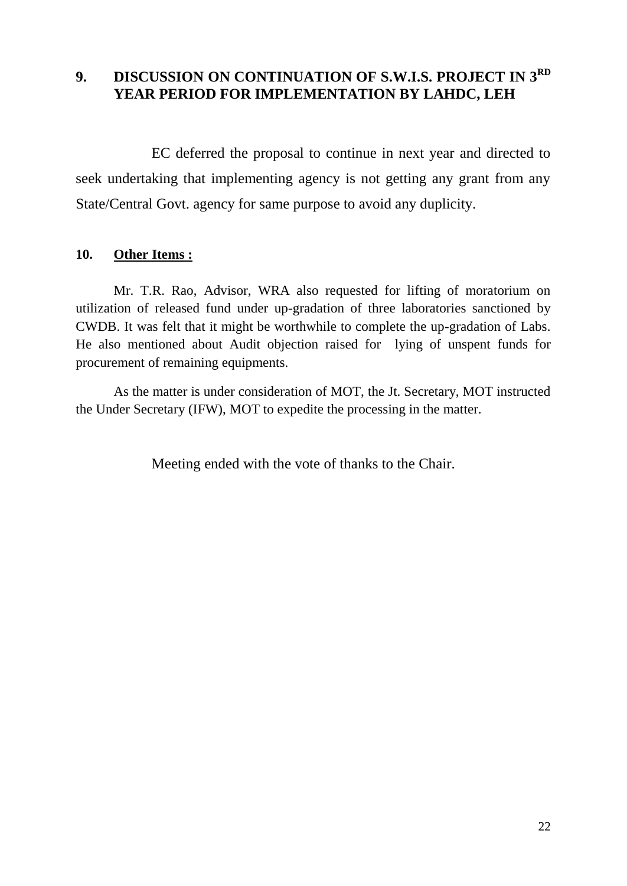## 9. DISCUSSION ON CONTINUATION OF S.W.I.S. PROJECT IN 3RD YEAR PERIOD FOR IMPLEMENTATION BY LAHDC, LEH

EC deferred the proposal to continue in next year and directed to seek undertaking that implementing agency is not getting any grant from any State/Central Govt. agency for same purpose to avoid any duplicity.

## 10. <u>Other Items :</u>

Mr. T.R. Rao, Advisor, WRA also requested for lifting of moratorium on utilization of released fund under up-gradation of three laboratories sanctioned by CWDB. It was felt that it might be worthwhile to complete the up-gradation of Labs. He also mentioned about Audit objection raised for lying of unspent funds for procurement of remaining equipments.

As the matter is under consideration of MOT, the Jt. Secretary, MOT instructed the Under Secretary (IFW), MOT to expedite the processing in the matter.

Meeting ended with the vote of thanks to the Chair.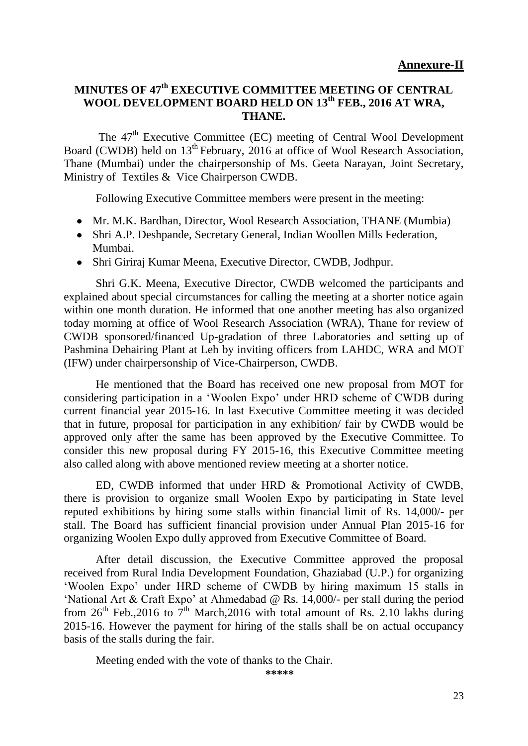**Annexure-II**

## MINUTES OF 47th EXECUTIVE COMMITTEE MEETING OF CENTRAL WOOL DEVELOPMENT BOARD HELD ON 13th FEB., 2016 AT WRA, THANE.

The 47th Executive Committee (EC) meeting of Central Wool Development Board (CWDB) held on 13th February, 2016 at office of Wool Research Association, Thane (Mumbai) under the chairpersonship of Ms. Geeta Narayan, Joint Secretary, Ministry of Textiles & Vice Chairperson CWDB.

Following Executive Committee members were present in the meeting:

- Mr. M.K. Bardhan, Director, Wool Research Association, THANE (Mumbia)
- Shri A.P. Deshpande, Secretary General, Indian Woollen Mills Federation, Mumbai.
- Shri Giriraj Kumar Meena, Executive Director, CWDB, Jodhpur.

Shri G.K. Meena, Executive Director, CWDB welcomed the participants and explained about special circumstances for calling the meeting at a shorter notice again within one month duration. He informed that one another meeting has also organized today morning at office of Wool Research Association (WRA), Thane for review of CWDB sponsored/financed Up-gradation of three Laboratories and setting up of Pashmina Dehairing Plant at Leh by inviting officers from LAHDC, WRA and MOT (IFW) under chairpersonship of Vice-Chairperson, CWDB.

He mentioned that the Board has received one new proposal from MOT for considering participation in a 'Woolen Expo' under HRD scheme of CWDB during current financial year 2015-16. In last Executive Committee meeting it was decided that in future, proposal for participation in any exhibition/ fair by CWDB would be approved only after the same has been approved by the Executive Committee. To consider this new proposal during FY 2015-16, this Executive Committee meeting also called along with above mentioned review meeting at a shorter notice.

ED, CWDB informed that under HRD & Promotional Activity of CWDB, there is provision to organize small Woolen Expo by participating in State level reputed exhibitions by hiring some stalls within financial limit of Rs. 14,000/- per stall. The Board has sufficient financial provision under Annual Plan 2015-16 for organizing Woolen Expo dully approved from Executive Committee of Board.

After detail discussion, the Executive Committee approved the proposal received from Rural India Development Foundation, Ghaziabad (U.P.) for organizing 'Woolen Expo' under HRD scheme of CWDB by hiring maximum 15 stalls in 'National Art & Craft Expo' at Ahmedabad @ Rs. 14,000/- per stall during the period from 26th Feb.,2016 to 7th March,2016 with total amount of Rs. 2.10 lakhs during 2015-16. However the payment for hiring of the stalls shall be on actual occupancy basis of the stalls during the fair.

Meeting ended with the vote of thanks to the Chair.

*****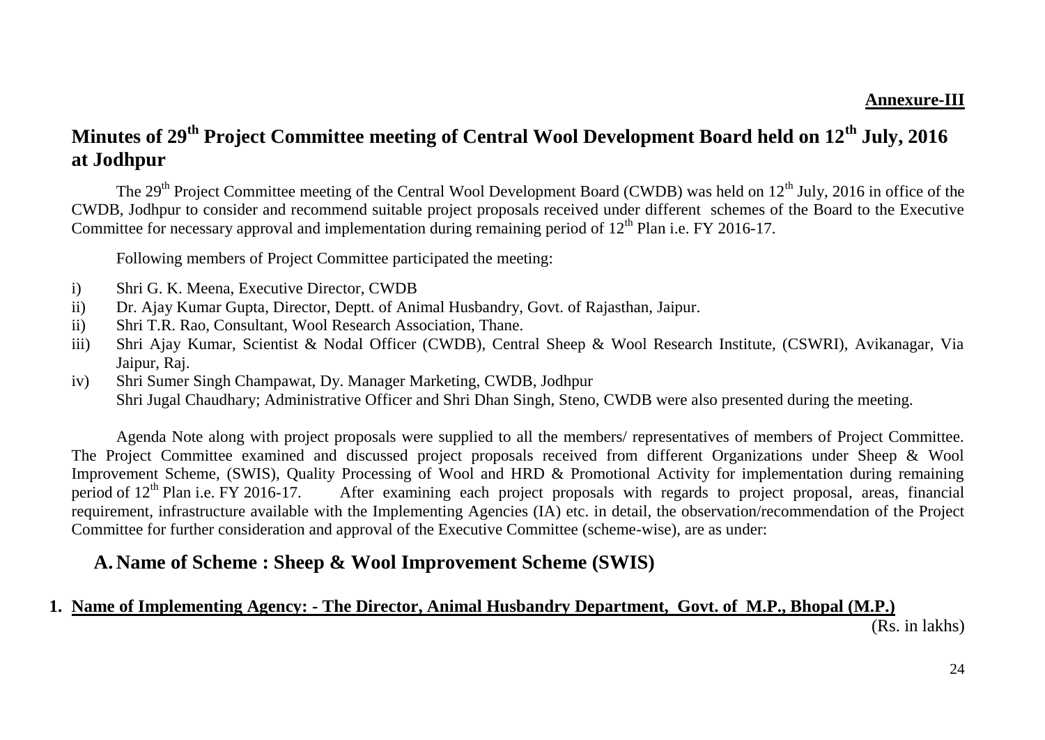**Annexure-III**

# Minutes of 29th Project Committee meeting of Central Wool Development Board held on 12th July, 2016 at Jodhpur

The 29th Project Committee meeting of the Central Wool Development Board (CWDB) was held on 12th July, 2016 in office of the CWDB, Jodhpur to consider and recommend suitable project proposals received under different schemes of the Board to the Executive Committee for necessary approval and implementation during remaining period of 12th Plan i.e. FY 2016-17.

Following members of Project Committee participated the meeting:

i) Shri G. K. Meena, Executive Director, CWDB
ii) Dr. Ajay Kumar Gupta, Director, Deptt. of Animal Husbandry, Govt. of Rajasthan, Jaipur.
ii) Shri T.R. Rao, Consultant, Wool Research Association, Thane.
iii) Shri Ajay Kumar, Scientist & Nodal Officer (CWDB), Central Sheep & Wool Research Institute, (CSWRI), Avikanagar, Via Jaipur, Raj.
iv) Shri Sumer Singh Champawat, Dy. Manager Marketing, CWDB, Jodhpur
Shri Jugal Chaudhary; Administrative Officer and Shri Dhan Singh, Steno, CWDB were also presented during the meeting.

Agenda Note along with project proposals were supplied to all the members/ representatives of members of Project Committee. The Project Committee examined and discussed project proposals received from different Organizations under Sheep & Wool Improvement Scheme, (SWIS), Quality Processing of Wool and HRD & Promotional Activity for implementation during remaining period of 12th Plan i.e. FY 2016-17. After examining each project proposals with regards to project proposal, areas, financial requirement, infrastructure available with the Implementing Agencies (IA) etc. in detail, the observation/recommendation of the Project Committee for further consideration and approval of the Executive Committee (scheme-wise), are as under:

## A. Name of Scheme : Sheep & Wool Improvement Scheme (SWIS)

### 1. Name of Implementing Agency: - The Director, Animal Husbandry Department, Govt. of M.P., Bhopal (M.P.)

(Rs. in lakhs)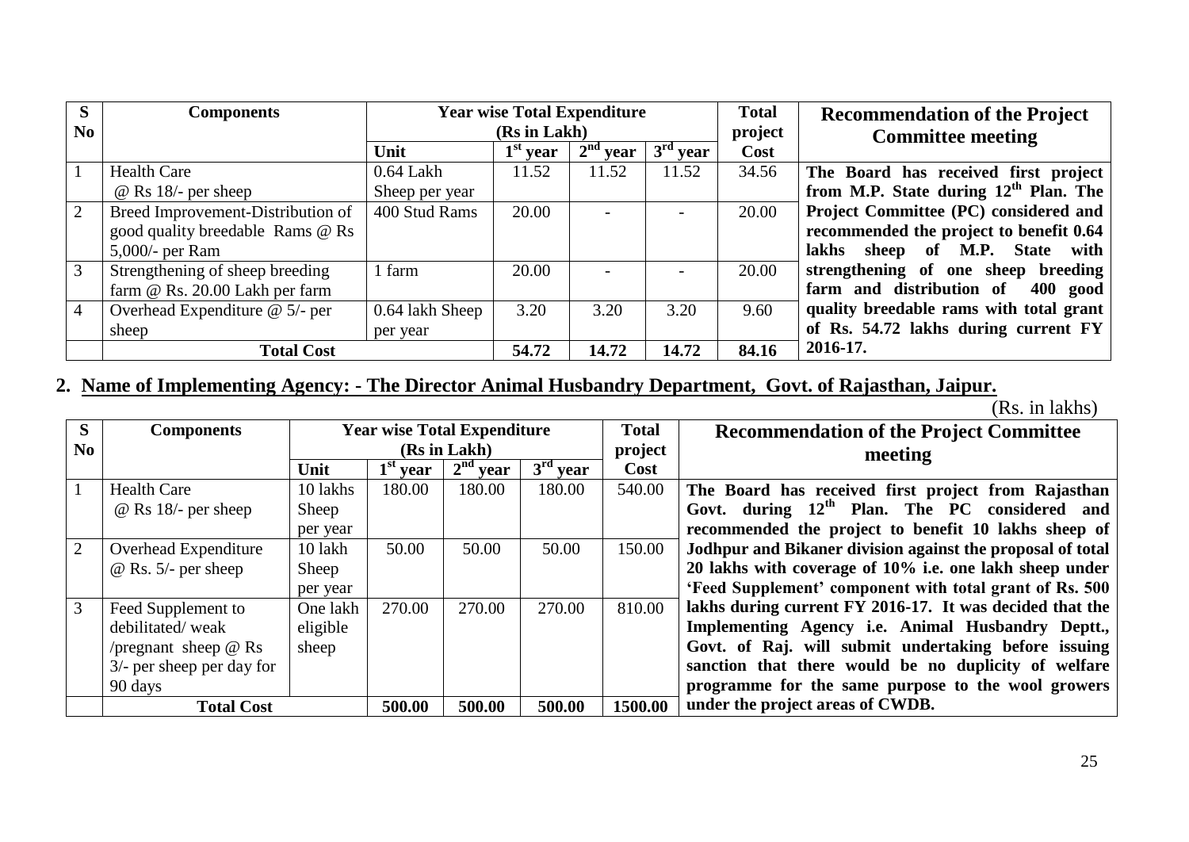| S No | Components | Year wise Total Expenditure (Rs in Lakh) | | | | Total project Cost | Recommendation of the Project Committee meeting |
|---|---|---|---|---|---|---|---|
| | | Unit | 1st year | 2nd year | 3rd year | | |
| 1 | Health Care @ Rs 18/- per sheep | 0.64 Lakh Sheep per year | 11.52 | 11.52 | 11.52 | 34.56 | **The Board has received first project from M.P. State during 12th Plan. The Project Committee (PC) considered and recommended the project to benefit 0.64 lakhs sheep of M.P. State with strengthening of one sheep breeding farm and distribution of 400 good quality breedable rams with total grant of Rs. 54.72 lakhs during current FY 2016-17.** |
| 2 | Breed Improvement-Distribution of good quality breedable Rams @ Rs 5,000/- per Ram | 400 Stud Rams | 20.00 | - | - | 20.00 | |
| 3 | Strengthening of sheep breeding farm @ Rs. 20.00 Lakh per farm | 1 farm | 20.00 | - | - | 20.00 | |
| 4 | Overhead Expenditure @ 5/- per sheep | 0.64 lakh Sheep per year | 3.20 | 3.20 | 3.20 | 9.60 | |
| | **Total Cost** | | **54.72** | **14.72** | **14.72** | **84.16** | |

## 2. Name of Implementing Agency: - The Director Animal Husbandry Department, Govt. of Rajasthan, Jaipur.

(Rs. in lakhs)

| S No | Components | Year wise Total Expenditure (Rs in Lakh) | | | | Total project Cost | Recommendation of the Project Committee meeting |
|---|---|---|---|---|---|---|---|
| | | Unit | 1st year | 2nd year | 3rd year | | |
| 1 | Health Care @ Rs 18/- per sheep | 10 lakhs Sheep per year | 180.00 | 180.00 | 180.00 | 540.00 | **The Board has received first project from Rajasthan Govt. during 12th Plan. The PC considered and recommended the project to benefit 10 lakhs sheep of Jodhpur and Bikaner division against the proposal of total 20 lakhs with coverage of 10% i.e. one lakh sheep under 'Feed Supplement' component with total grant of Rs. 500 lakhs during current FY 2016-17. It was decided that the Implementing Agency i.e. Animal Husbandry Deptt., Govt. of Raj. will submit undertaking before issuing sanction that there would be no duplicity of welfare programme for the same purpose to the wool growers under the project areas of CWDB.** |
| 2 | Overhead Expenditure @ Rs. 5/- per sheep | 10 lakh Sheep per year | 50.00 | 50.00 | 50.00 | 150.00 | |
| 3 | Feed Supplement to debilitated/ weak /pregnant sheep @ Rs 3/- per sheep per day for 90 days | One lakh eligible sheep | 270.00 | 270.00 | 270.00 | 810.00 | |
| | **Total Cost** | | **500.00** | **500.00** | **500.00** | **1500.00** | |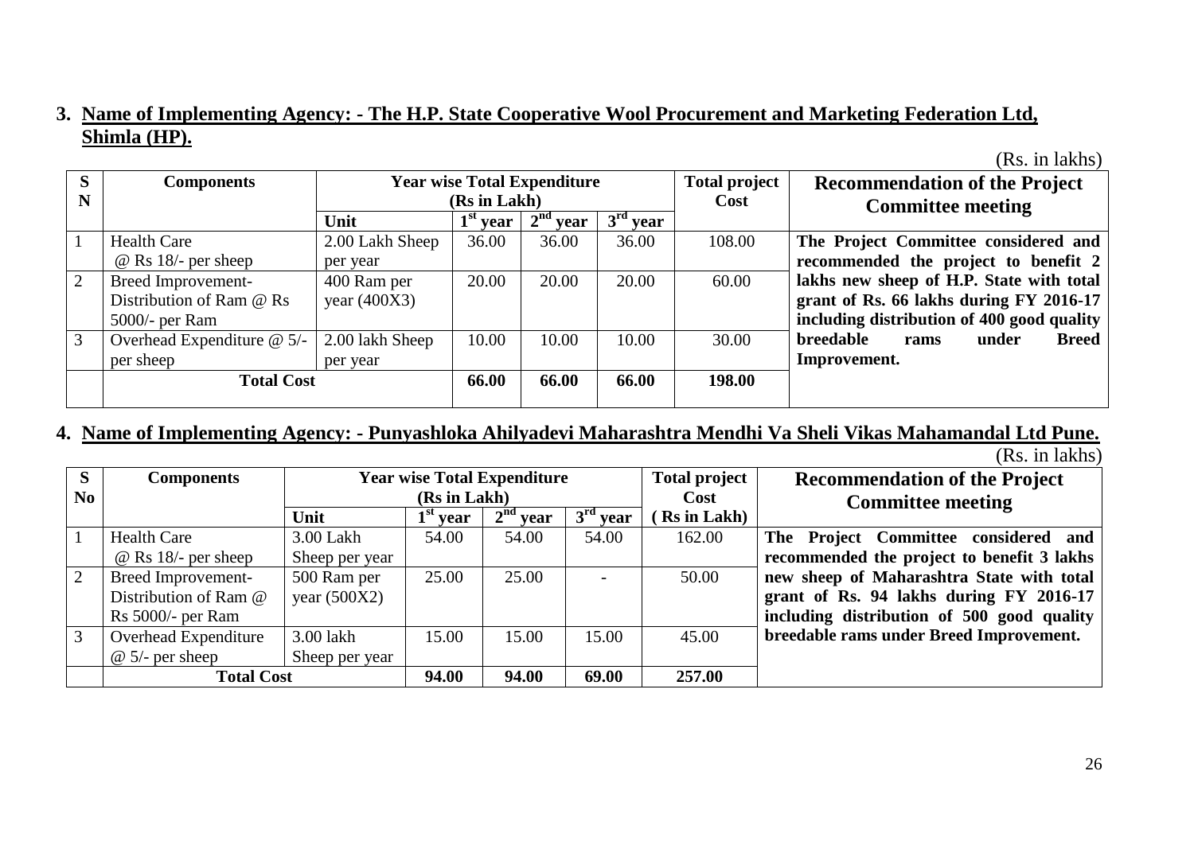## 3. Name of Implementing Agency: - The H.P. State Cooperative Wool Procurement and Marketing Federation Ltd, Shimla (HP).

(Rs. in lakhs)

| S N | Components | Year wise Total Expenditure (Rs in Lakh) | | | | Total project Cost | Recommendation of the Project Committee meeting |
|---|---|---|---|---|---|---|---|
| | | Unit | 1st year | 2nd year | 3rd year | | |
| 1 | Health Care @ Rs 18/- per sheep | 2.00 Lakh Sheep per year | 36.00 | 36.00 | 36.00 | 108.00 | **The Project Committee considered and recommended the project to benefit 2 lakhs new sheep of H.P. State with total grant of Rs. 66 lakhs during FY 2016-17 including distribution of 400 good quality breedable rams under Breed Improvement.** |
| 2 | Breed Improvement- Distribution of Ram @ Rs 5000/- per Ram | 400 Ram per year (400X3) | 20.00 | 20.00 | 20.00 | 60.00 | |
| 3 | Overhead Expenditure @ 5/- per sheep | 2.00 lakh Sheep per year | 10.00 | 10.00 | 10.00 | 30.00 | |
| | **Total Cost** | | **66.00** | **66.00** | **66.00** | **198.00** | |

## 4. Name of Implementing Agency: - Punyashloka Ahilyadevi Maharashtra Mendhi Va Sheli Vikas Mahamandal Ltd Pune.

(Rs. in lakhs)

| S No | Components | Year wise Total Expenditure (Rs in Lakh) | | | | Total project Cost (Rs in Lakh) | Recommendation of the Project Committee meeting |
|---|---|---|---|---|---|---|---|
| | | Unit | 1st year | 2nd year | 3rd year | | |
| 1 | Health Care @ Rs 18/- per sheep | 3.00 Lakh Sheep per year | 54.00 | 54.00 | 54.00 | 162.00 | **The Project Committee considered and recommended the project to benefit 3 lakhs new sheep of Maharashtra State with total grant of Rs. 94 lakhs during FY 2016-17 including distribution of 500 good quality breedable rams under Breed Improvement.** |
| 2 | Breed Improvement- Distribution of Ram @ Rs 5000/- per Ram | 500 Ram per year (500X2) | 25.00 | 25.00 | - | 50.00 | |
| 3 | Overhead Expenditure @ 5/- per sheep | 3.00 lakh Sheep per year | 15.00 | 15.00 | 15.00 | 45.00 | |
| | **Total Cost** | | **94.00** | **94.00** | **69.00** | **257.00** | |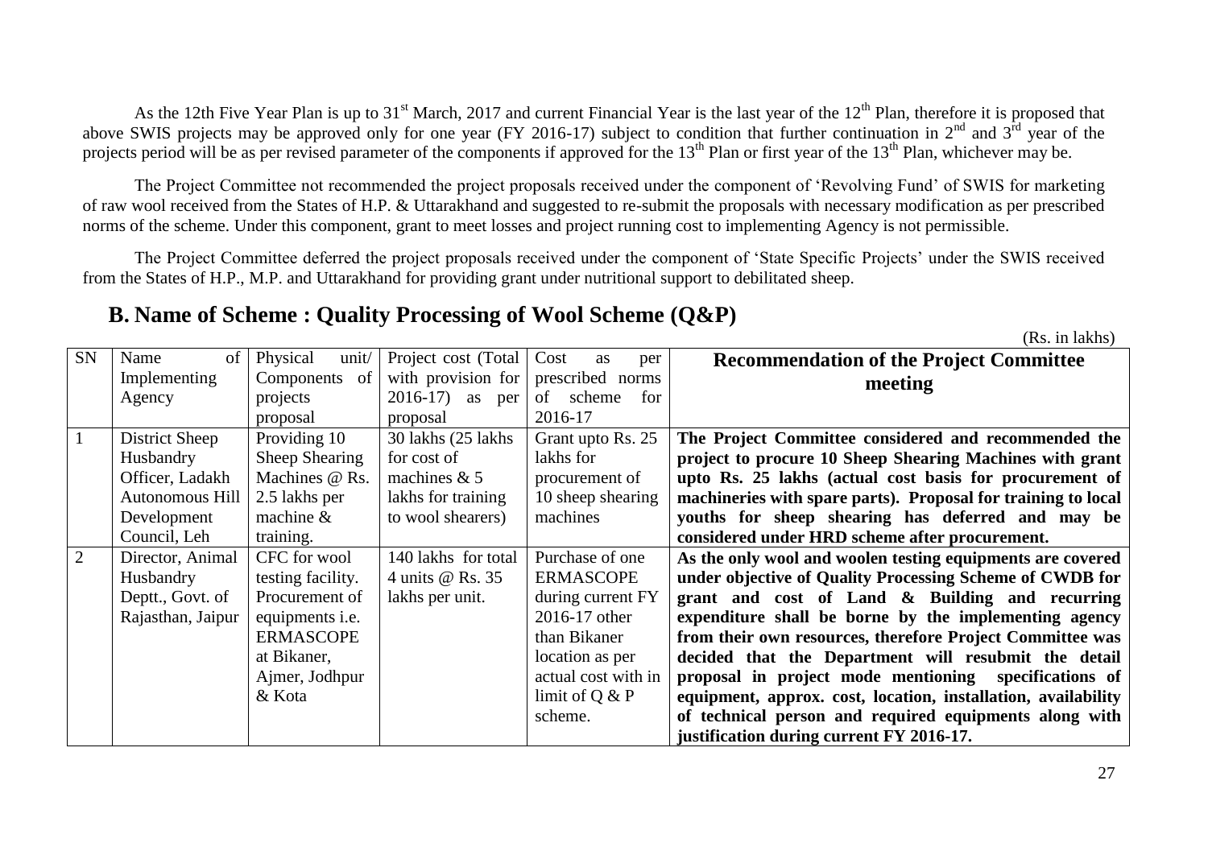As the 12th Five Year Plan is up to 31[st] March, 2017 and current Financial Year is the last year of the 12[th] Plan, therefore it is proposed that above SWIS projects may be approved only for one year (FY 2016-17) subject to condition that further continuation in 2[nd] and 3[rd] year of the projects period will be as per revised parameter of the components if approved for the 13[th] Plan or first year of the 13[th] Plan, whichever may be.

The Project Committee not recommended the project proposals received under the component of 'Revolving Fund' of SWIS for marketing of raw wool received from the States of H.P. & Uttarakhand and suggested to re-submit the proposals with necessary modification as per prescribed norms of the scheme. Under this component, grant to meet losses and project running cost to implementing Agency is not permissible.

The Project Committee deferred the project proposals received under the component of 'State Specific Projects' under the SWIS received from the States of H.P., M.P. and Uttarakhand for providing grant under nutritional support to debilitated sheep.

## B. Name of Scheme : Quality Processing of Wool Scheme (Q&P)

(Rs. in lakhs)

| SN | Name of Implementing Agency | Physical unit/ Components of projects proposal | Project cost (Total with provision for 2016-17) as per proposal | Cost as per prescribed norms of scheme for 2016-17 | Recommendation of the Project Committee meeting |
|---|---|---|---|---|---|
| 1 | District Sheep Husbandry Officer, Ladakh Autonomous Hill Development Council, Leh | Providing 10 Sheep Shearing Machines @ Rs. 2.5 lakhs per machine & training. | 30 lakhs (25 lakhs for cost of machines & 5 lakhs for training to wool shearers) | Grant upto Rs. 25 lakhs for procurement of 10 sheep shearing machines | **The Project Committee considered and recommended the project to procure 10 Sheep Shearing Machines with grant upto Rs. 25 lakhs (actual cost basis for procurement of machineries with spare parts). Proposal for training to local youths for sheep shearing has deferred and may be considered under HRD scheme after procurement.** |
| 2 | Director, Animal Husbandry Deptt., Govt. of Rajasthan, Jaipur | CFC for wool testing facility. Procurement of equipments i.e. ERMASCOPE at Bikaner, Ajmer, Jodhpur & Kota | 140 lakhs for total 4 units @ Rs. 35 lakhs per unit. | Purchase of one ERMASCOPE during current FY 2016-17 other than Bikaner location as per actual cost with in limit of Q & P scheme. | **As the only wool and woolen testing equipments are covered under objective of Quality Processing Scheme of CWDB for grant and cost of Land & Building and recurring expenditure shall be borne by the implementing agency from their own resources, therefore Project Committee was decided that the Department will resubmit the detail proposal in project mode mentioning specifications of equipment, approx. cost, location, installation, availability of technical person and required equipments along with justification during current FY 2016-17.** |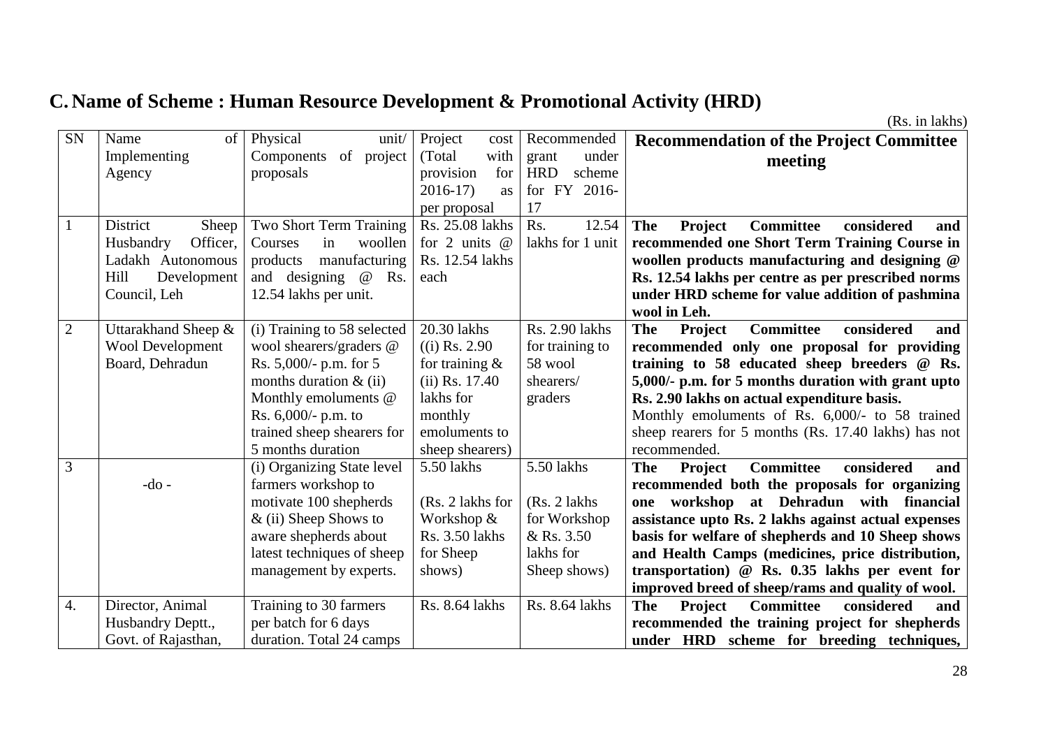## C. Name of Scheme : Human Resource Development & Promotional Activity (HRD)

(Rs. in lakhs)

| SN | Name of Implementing Agency | Physical unit/ Components of project proposals | Project cost (Total with provision for 2016-17) as per proposal | Recommended grant under HRD scheme for FY 2016-17 | Recommendation of the Project Committee meeting |
|---|---|---|---|---|---|
| 1 | District Sheep Husbandry Officer, Ladakh Autonomous Hill Development Council, Leh | Two Short Term Training Courses in woollen products manufacturing and designing @ Rs. 12.54 lakhs per unit. | Rs. 25.08 lakhs for 2 units @ Rs. 12.54 lakhs each | Rs. 12.54 lakhs for 1 unit | **The Project Committee considered and recommended one Short Term Training Course in woollen products manufacturing and designing @ Rs. 12.54 lakhs per centre as per prescribed norms under HRD scheme for value addition of pashmina wool in Leh.** |
| 2 | Uttarakhand Sheep & Wool Development Board, Dehradun | (i) Training to 58 selected wool shearers/graders @ Rs. 5,000/- p.m. for 5 months duration & (ii) Monthly emoluments @ Rs. 6,000/- p.m. to trained sheep shearers for 5 months duration | 20.30 lakhs ((i) Rs. 2.90 for training & (ii) Rs. 17.40 lakhs for monthly emoluments to sheep shearers) | Rs. 2.90 lakhs for training to 58 wool shearers/ graders | **The Project Committee considered and recommended only one proposal for providing training to 58 educated sheep breeders @ Rs. 5,000/- p.m. for 5 months duration with grant upto Rs. 2.90 lakhs on actual expenditure basis.** Monthly emoluments of Rs. 6,000/- to 58 trained sheep rearers for 5 months (Rs. 17.40 lakhs) has not recommended. |
| 3 | -do - | (i) Organizing State level farmers workshop to motivate 100 shepherds & (ii) Sheep Shows to aware shepherds about latest techniques of sheep management by experts. | 5.50 lakhs (Rs. 2 lakhs for Workshop & Rs. 3.50 lakhs for Sheep shows) | 5.50 lakhs (Rs. 2 lakhs for Workshop & Rs. 3.50 lakhs for Sheep shows) | **The Project Committee considered and recommended both the proposals for organizing one workshop at Dehradun with financial assistance upto Rs. 2 lakhs against actual expenses basis for welfare of shepherds and 10 Sheep shows and Health Camps (medicines, price distribution, transportation) @ Rs. 0.35 lakhs per event for improved breed of sheep/rams and quality of wool.** |
| 4. | Director, Animal Husbandry Deptt., Govt. of Rajasthan, | Training to 30 farmers per batch for 6 days duration. Total 24 camps | Rs. 8.64 lakhs | Rs. 8.64 lakhs | **The Project Committee considered and recommended the training project for shepherds under HRD scheme for breeding techniques,** |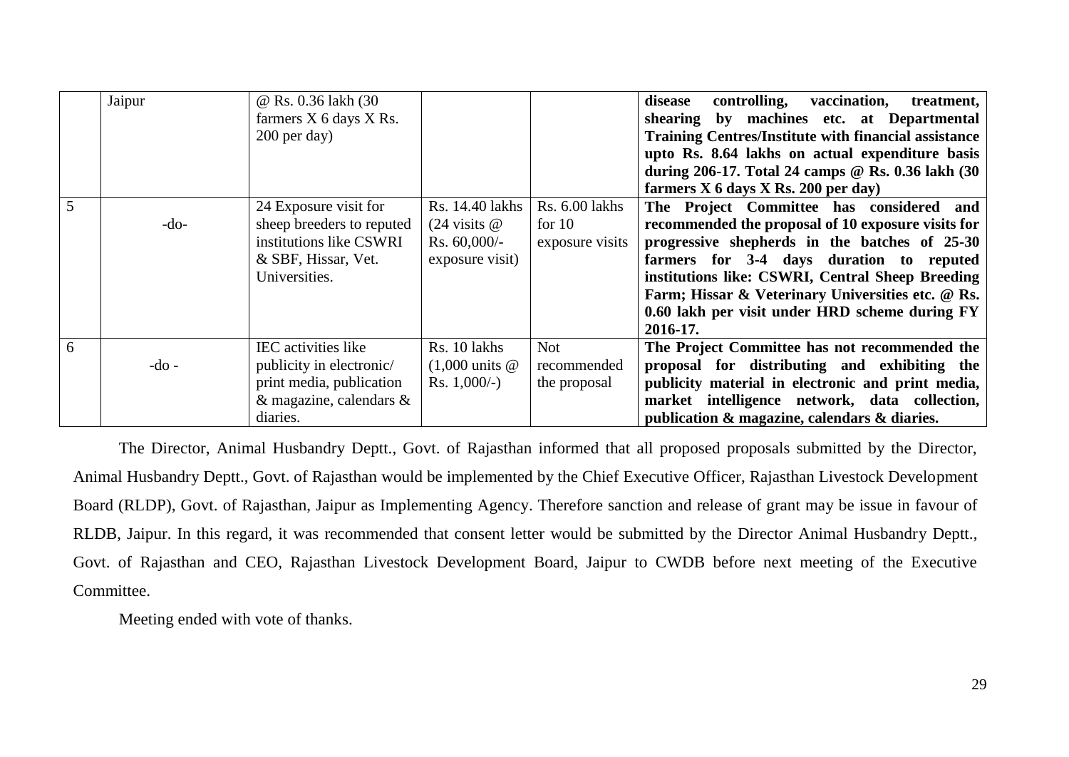| | | | | | |
|---|---|---|---|---|---|
| | Jaipur | @ Rs. 0.36 lakh (30 farmers X 6 days X Rs. 200 per day) | | | **disease controlling, vaccination, treatment, shearing by machines etc. at Departmental Training Centres/Institute with financial assistance upto Rs. 8.64 lakhs on actual expenditure basis during 206-17. Total 24 camps @ Rs. 0.36 lakh (30 farmers X 6 days X Rs. 200 per day)** |
| 5 | -do- | 24 Exposure visit for sheep breeders to reputed institutions like CSWRI & SBF, Hissar, Vet. Universities. | Rs. 14.40 lakhs (24 visits @ Rs. 60,000/- exposure visit) | Rs. 6.00 lakhs for 10 exposure visits | **The Project Committee has considered and recommended the proposal of 10 exposure visits for progressive shepherds in the batches of 25-30 farmers for 3-4 days duration to reputed institutions like: CSWRI, Central Sheep Breeding Farm; Hissar & Veterinary Universities etc. @ Rs. 0.60 lakh per visit under HRD scheme during FY 2016-17.** |
| 6 | -do - | IEC activities like publicity in electronic/ print media, publication & magazine, calendars & diaries. | Rs. 10 lakhs (1,000 units @ Rs. 1,000/-) | Not recommended the proposal | **The Project Committee has not recommended the proposal for distributing and exhibiting the publicity material in electronic and print media, market intelligence network, data collection, publication & magazine, calendars & diaries.** |

The Director, Animal Husbandry Deptt., Govt. of Rajasthan informed that all proposed proposals submitted by the Director, Animal Husbandry Deptt., Govt. of Rajasthan would be implemented by the Chief Executive Officer, Rajasthan Livestock Development Board (RLDP), Govt. of Rajasthan, Jaipur as Implementing Agency. Therefore sanction and release of grant may be issue in favour of RLDB, Jaipur. In this regard, it was recommended that consent letter would be submitted by the Director Animal Husbandry Deptt., Govt. of Rajasthan and CEO, Rajasthan Livestock Development Board, Jaipur to CWDB before next meeting of the Executive Committee.

Meeting ended with vote of thanks.